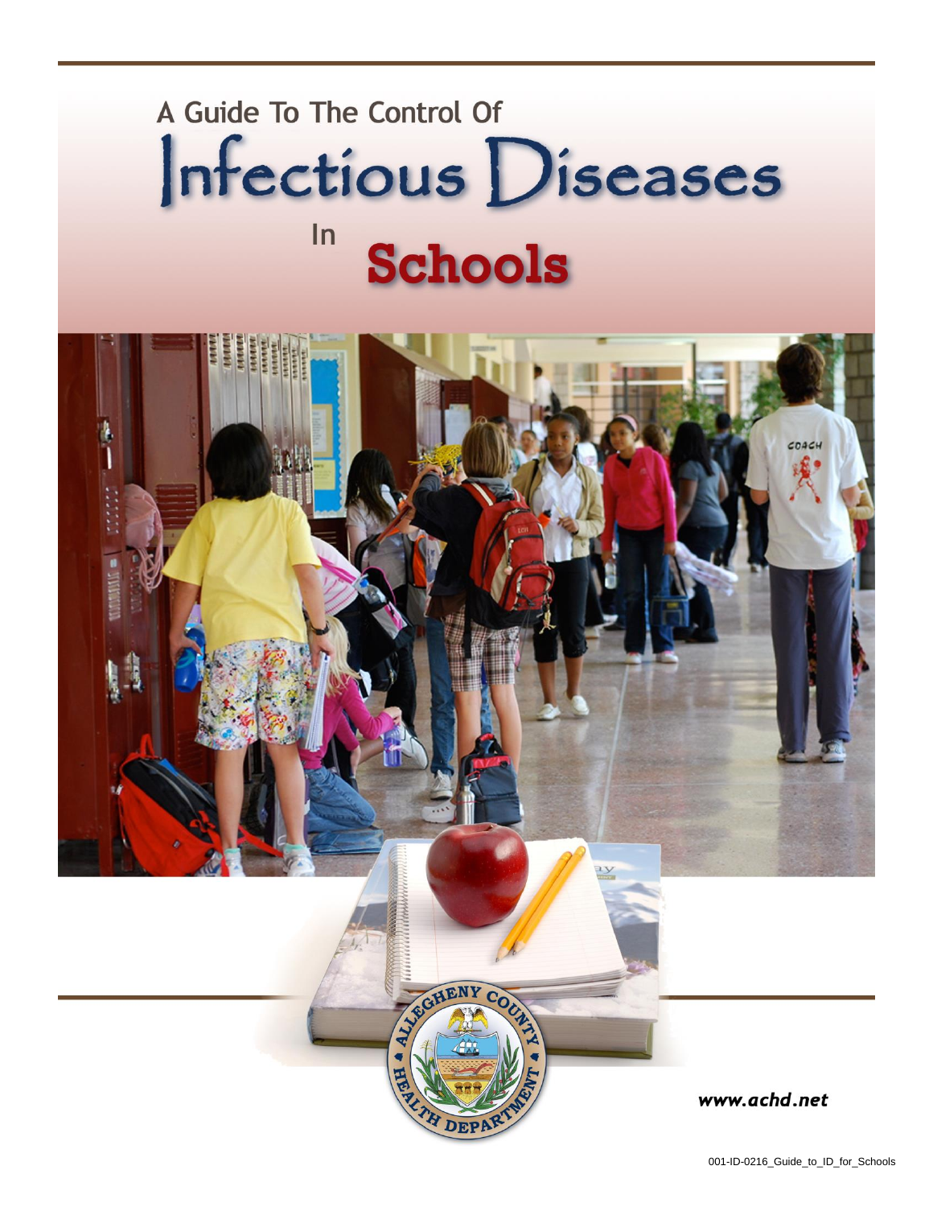# A Guide To The Control Of Infectious Diseases In Schools

www.achd.net

001-ID-0216_Guide_to_ID_for_Schools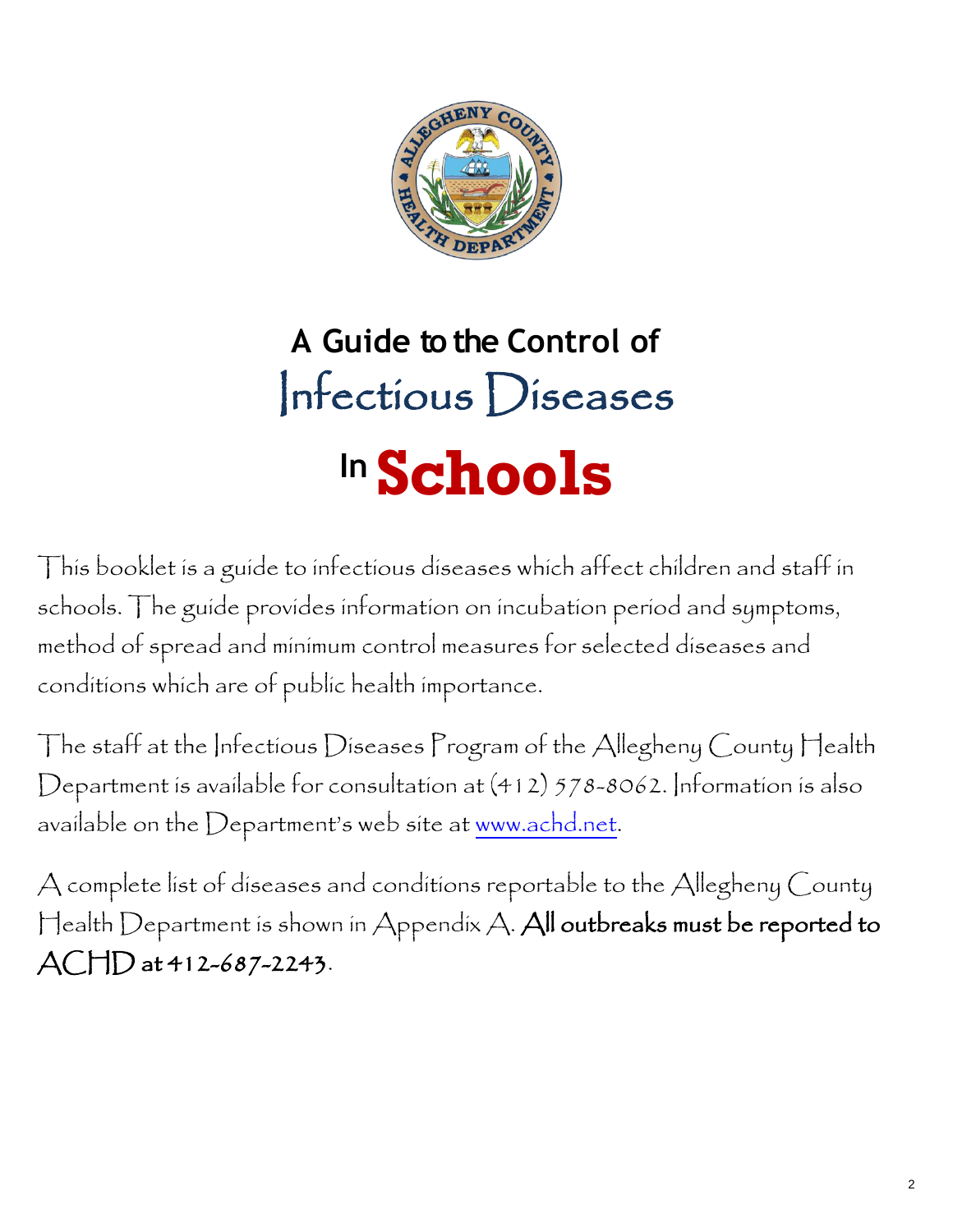# A Guide to the Control of Infectious Diseases In Schools

This booklet is a guide to infectious diseases which affect children and staff in schools. The guide provides information on incubation period and symptoms, method of spread and minimum control measures for selected diseases and conditions which are of public health importance.

The staff at the Infectious Diseases Program of the Allegheny County Health Department is available for consultation at (412) 578-8062. Information is also available on the Department's web site at www.achd.net.

A complete list of diseases and conditions reportable to the Allegheny County Health Department is shown in Appendix A. **All outbreaks must be reported to ACHD at 412-687-2243**.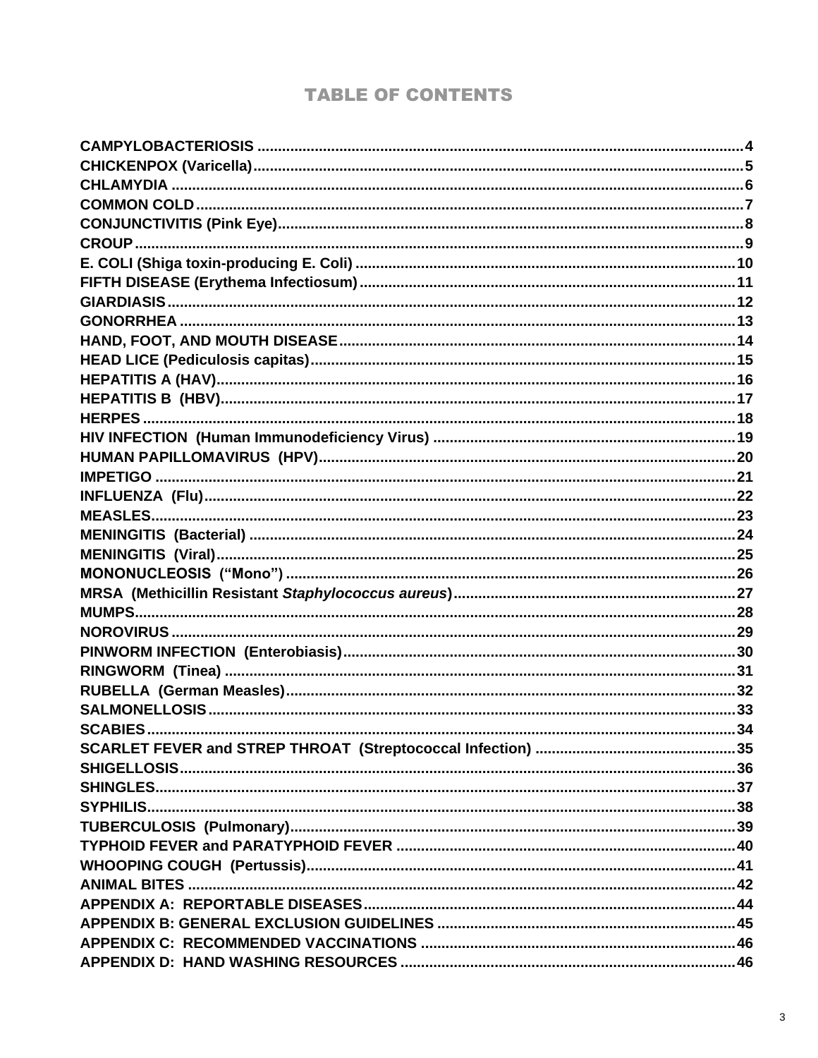# TABLE OF CONTENTS

**CAMPYLOBACTERIOSIS** .......... 4
**CHICKENPOX (Varicella)** .......... 5
**CHLAMYDIA** .......... 6
**COMMON COLD** .......... 7
**CONJUNCTIVITIS (Pink Eye)** .......... 8
**CROUP** .......... 9
**E. COLI (Shiga toxin-producing E. Coli)** .......... 10
**FIFTH DISEASE (Erythema Infectiosum)** .......... 11
**GIARDIASIS** .......... 12
**GONORRHEA** .......... 13
**HAND, FOOT, AND MOUTH DISEASE** .......... 14
**HEAD LICE (Pediculosis capitas)** .......... 15
**HEPATITIS A (HAV)** .......... 16
**HEPATITIS B (HBV)** .......... 17
**HERPES** .......... 18
**HIV INFECTION (Human Immunodeficiency Virus)** .......... 19
**HUMAN PAPILLOMAVIRUS (HPV)** .......... 20
**IMPETIGO** .......... 21
**INFLUENZA (Flu)** .......... 22
**MEASLES** .......... 23
**MENINGITIS (Bacterial)** .......... 24
**MENINGITIS (Viral)** .......... 25
**MONONUCLEOSIS ("Mono")** .......... 26
**MRSA (Methicillin Resistant *Staphylococcus aureus*)** .......... 27
**MUMPS** .......... 28
**NOROVIRUS** .......... 29
**PINWORM INFECTION (Enterobiasis)** .......... 30
**RINGWORM (Tinea)** .......... 31
**RUBELLA (German Measles)** .......... 32
**SALMONELLOSIS** .......... 33
**SCABIES** .......... 34
**SCARLET FEVER and STREP THROAT (Streptococcal Infection)** .......... 35
**SHIGELLOSIS** .......... 36
**SHINGLES** .......... 37
**SYPHILIS** .......... 38
**TUBERCULOSIS (Pulmonary)** .......... 39
**TYPHOID FEVER and PARATYPHOID FEVER** .......... 40
**WHOOPING COUGH (Pertussis)** .......... 41
**ANIMAL BITES** .......... 42
**APPENDIX A: REPORTABLE DISEASES** .......... 44
**APPENDIX B: GENERAL EXCLUSION GUIDELINES** .......... 45
**APPENDIX C: RECOMMENDED VACCINATIONS** .......... 46
**APPENDIX D: HAND WASHING RESOURCES** .......... 46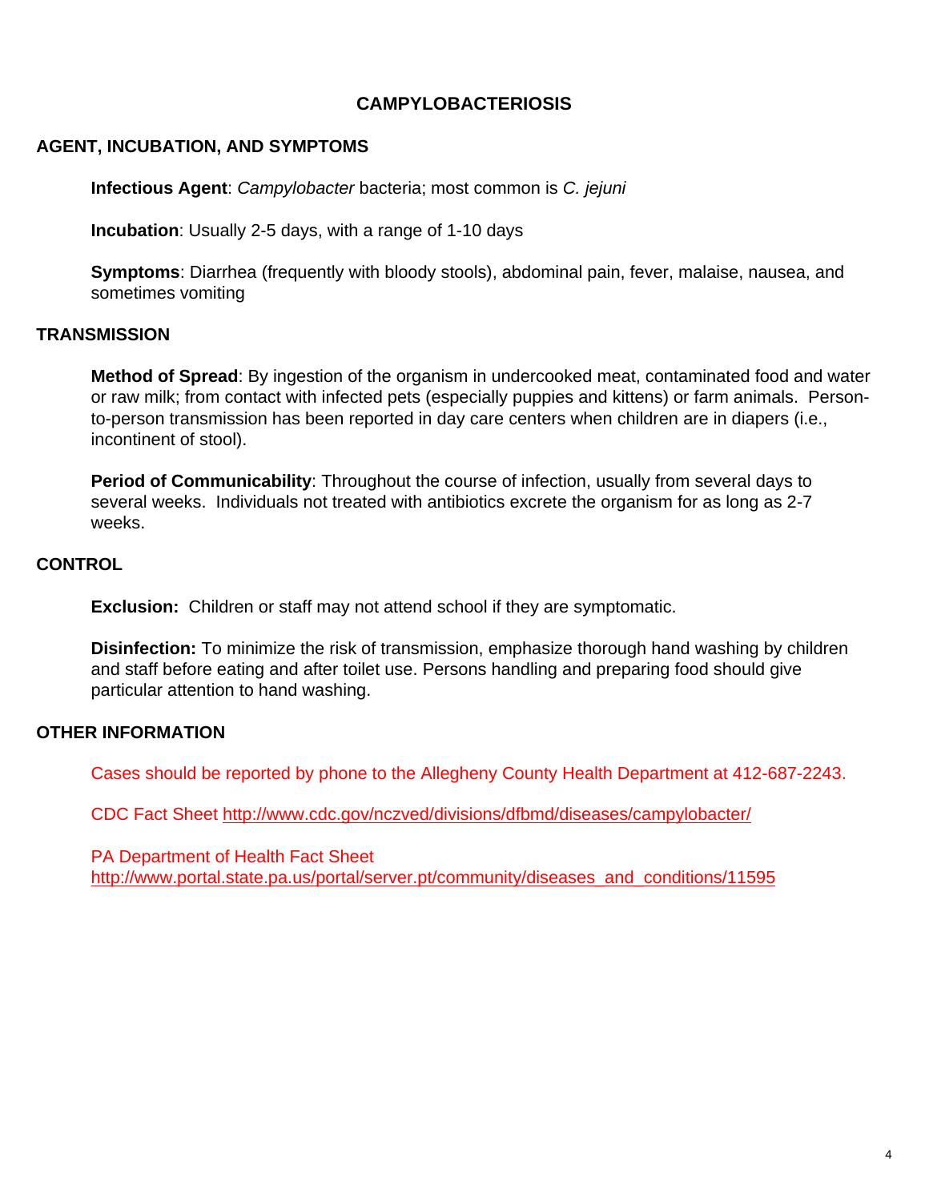# CAMPYLOBACTERIOSIS

## AGENT, INCUBATION, AND SYMPTOMS

**Infectious Agent**: *Campylobacter* bacteria; most common is *C. jejuni*

**Incubation**: Usually 2-5 days, with a range of 1-10 days

**Symptoms**: Diarrhea (frequently with bloody stools), abdominal pain, fever, malaise, nausea, and sometimes vomiting

## TRANSMISSION

**Method of Spread**: By ingestion of the organism in undercooked meat, contaminated food and water or raw milk; from contact with infected pets (especially puppies and kittens) or farm animals. Person-to-person transmission has been reported in day care centers when children are in diapers (i.e., incontinent of stool).

**Period of Communicability**: Throughout the course of infection, usually from several days to several weeks. Individuals not treated with antibiotics excrete the organism for as long as 2-7 weeks.

## CONTROL

**Exclusion:** Children or staff may not attend school if they are symptomatic.

**Disinfection:** To minimize the risk of transmission, emphasize thorough hand washing by children and staff before eating and after toilet use. Persons handling and preparing food should give particular attention to hand washing.

## OTHER INFORMATION

Cases should be reported by phone to the Allegheny County Health Department at 412-687-2243.

CDC Fact Sheet http://www.cdc.gov/nczved/divisions/dfbmd/diseases/campylobacter/

PA Department of Health Fact Sheet
http://www.portal.state.pa.us/portal/server.pt/community/diseases_and_conditions/11595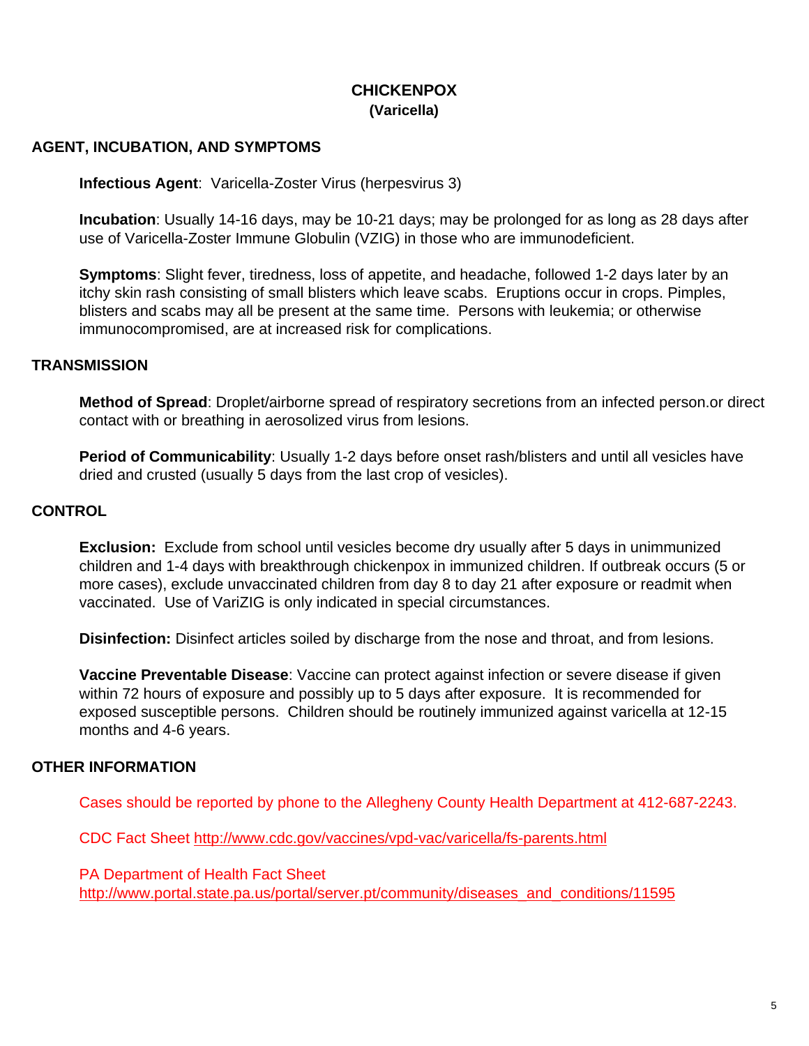# CHICKENPOX
## (Varicella)

## AGENT, INCUBATION, AND SYMPTOMS

**Infectious Agent**: Varicella-Zoster Virus (herpesvirus 3)

**Incubation**: Usually 14-16 days, may be 10-21 days; may be prolonged for as long as 28 days after use of Varicella-Zoster Immune Globulin (VZIG) in those who are immunodeficient.

**Symptoms**: Slight fever, tiredness, loss of appetite, and headache, followed 1-2 days later by an itchy skin rash consisting of small blisters which leave scabs. Eruptions occur in crops. Pimples, blisters and scabs may all be present at the same time. Persons with leukemia; or otherwise immunocompromised, are at increased risk for complications.

## TRANSMISSION

**Method of Spread**: Droplet/airborne spread of respiratory secretions from an infected person.or direct contact with or breathing in aerosolized virus from lesions.

**Period of Communicability**: Usually 1-2 days before onset rash/blisters and until all vesicles have dried and crusted (usually 5 days from the last crop of vesicles).

## CONTROL

**Exclusion:** Exclude from school until vesicles become dry usually after 5 days in unimmunized children and 1-4 days with breakthrough chickenpox in immunized children. If outbreak occurs (5 or more cases), exclude unvaccinated children from day 8 to day 21 after exposure or readmit when vaccinated. Use of VariZIG is only indicated in special circumstances.

**Disinfection:** Disinfect articles soiled by discharge from the nose and throat, and from lesions.

**Vaccine Preventable Disease**: Vaccine can protect against infection or severe disease if given within 72 hours of exposure and possibly up to 5 days after exposure. It is recommended for exposed susceptible persons. Children should be routinely immunized against varicella at 12-15 months and 4-6 years.

## OTHER INFORMATION

Cases should be reported by phone to the Allegheny County Health Department at 412-687-2243.

CDC Fact Sheet http://www.cdc.gov/vaccines/vpd-vac/varicella/fs-parents.html

PA Department of Health Fact Sheet
http://www.portal.state.pa.us/portal/server.pt/community/diseases_and_conditions/11595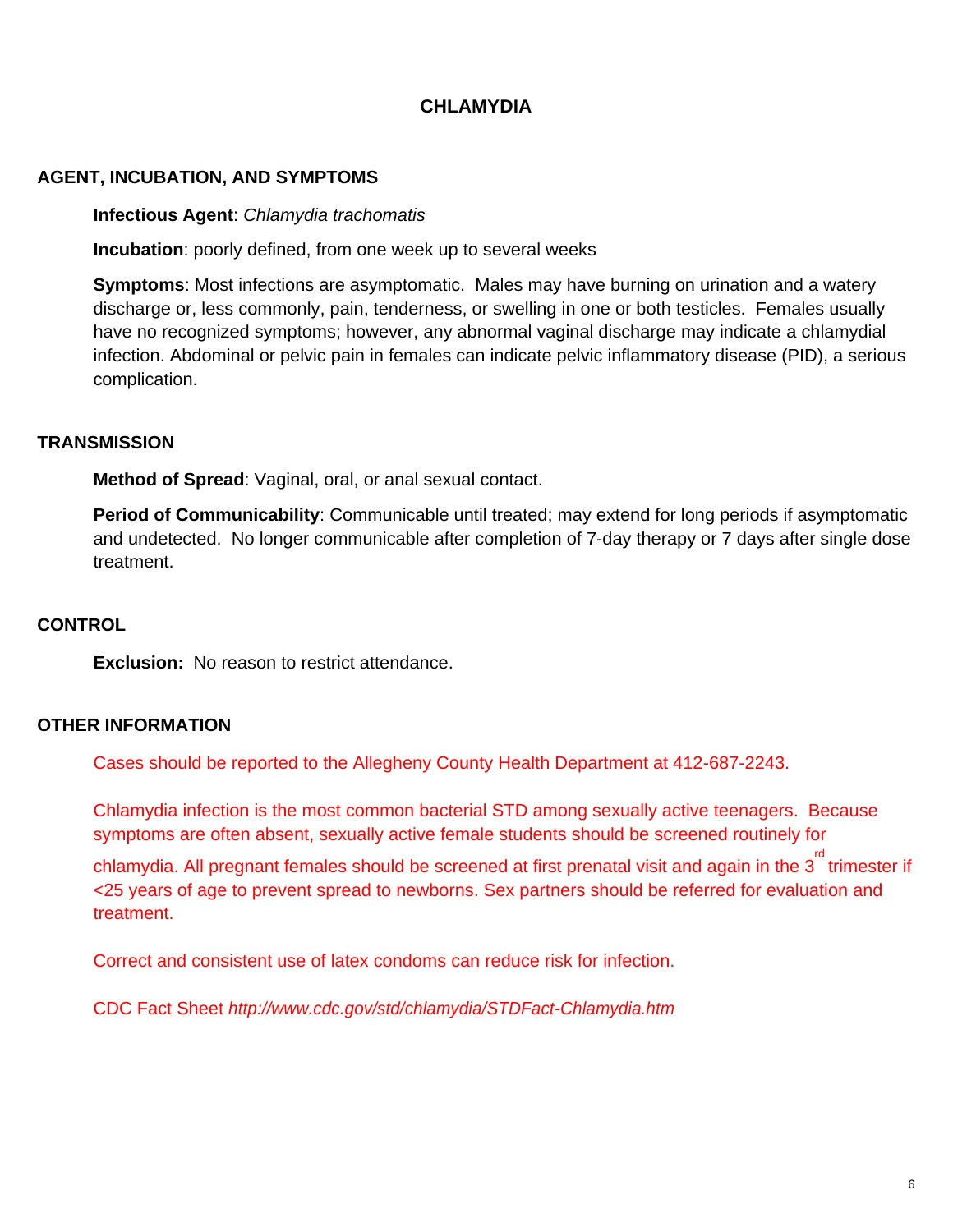# CHLAMYDIA

## AGENT, INCUBATION, AND SYMPTOMS

**Infectious Agent**: *Chlamydia trachomatis*

**Incubation**: poorly defined, from one week up to several weeks

**Symptoms**: Most infections are asymptomatic. Males may have burning on urination and a watery discharge or, less commonly, pain, tenderness, or swelling in one or both testicles. Females usually have no recognized symptoms; however, any abnormal vaginal discharge may indicate a chlamydial infection. Abdominal or pelvic pain in females can indicate pelvic inflammatory disease (PID), a serious complication.

## TRANSMISSION

**Method of Spread**: Vaginal, oral, or anal sexual contact.

**Period of Communicability**: Communicable until treated; may extend for long periods if asymptomatic and undetected. No longer communicable after completion of 7-day therapy or 7 days after single dose treatment.

## CONTROL

**Exclusion:** No reason to restrict attendance.

## OTHER INFORMATION

Cases should be reported to the Allegheny County Health Department at 412-687-2243.

Chlamydia infection is the most common bacterial STD among sexually active teenagers. Because symptoms are often absent, sexually active female students should be screened routinely for chlamydia. All pregnant females should be screened at first prenatal visit and again in the 3rd trimester if <25 years of age to prevent spread to newborns. Sex partners should be referred for evaluation and treatment.

Correct and consistent use of latex condoms can reduce risk for infection.

CDC Fact Sheet *http://www.cdc.gov/std/chlamydia/STDFact-Chlamydia.htm*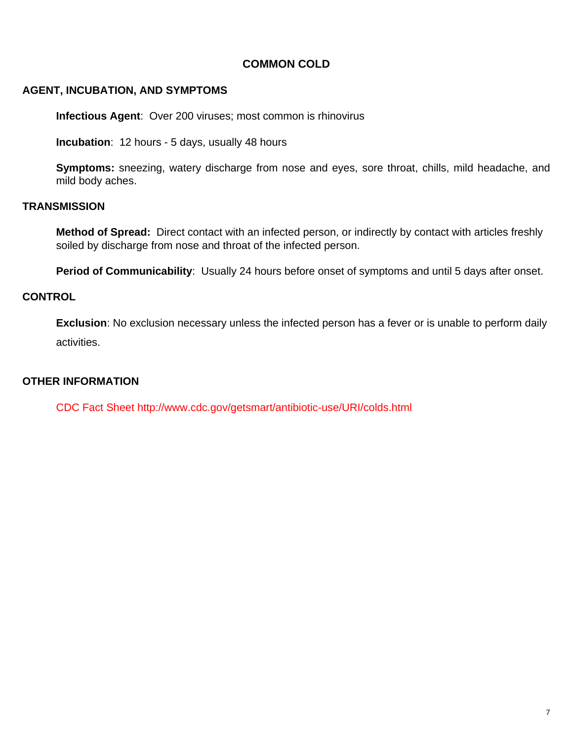# COMMON COLD

## AGENT, INCUBATION, AND SYMPTOMS

**Infectious Agent**: Over 200 viruses; most common is rhinovirus

**Incubation**: 12 hours - 5 days, usually 48 hours

**Symptoms:** sneezing, watery discharge from nose and eyes, sore throat, chills, mild headache, and mild body aches.

## TRANSMISSION

**Method of Spread:** Direct contact with an infected person, or indirectly by contact with articles freshly soiled by discharge from nose and throat of the infected person.

**Period of Communicability**: Usually 24 hours before onset of symptoms and until 5 days after onset.

## CONTROL

**Exclusion**: No exclusion necessary unless the infected person has a fever or is unable to perform daily activities.

## OTHER INFORMATION

CDC Fact Sheet http://www.cdc.gov/getsmart/antibiotic-use/URI/colds.html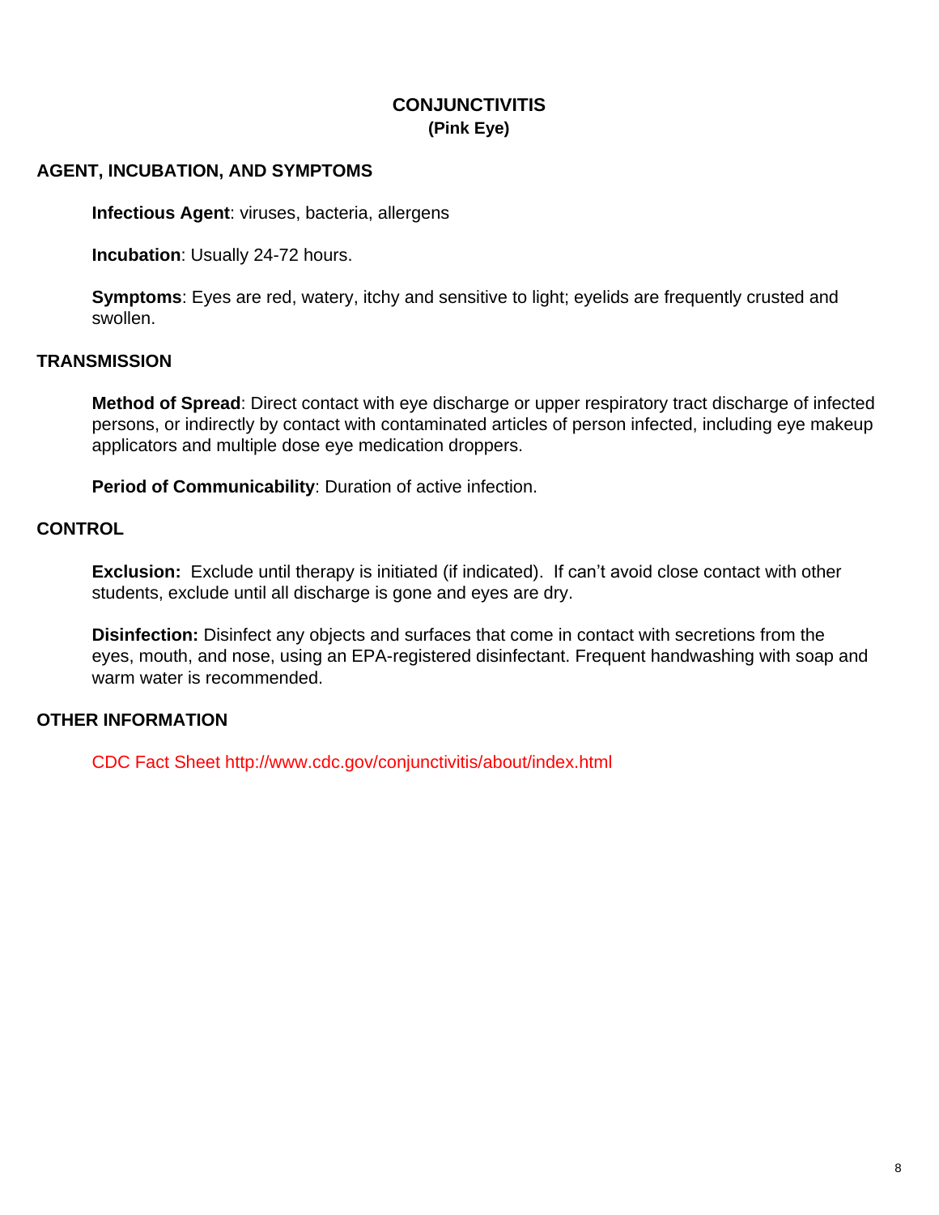# CONJUNCTIVITIS
### (Pink Eye)

## AGENT, INCUBATION, AND SYMPTOMS

**Infectious Agent**: viruses, bacteria, allergens

**Incubation**: Usually 24-72 hours.

**Symptoms**: Eyes are red, watery, itchy and sensitive to light; eyelids are frequently crusted and swollen.

## TRANSMISSION

**Method of Spread**: Direct contact with eye discharge or upper respiratory tract discharge of infected persons, or indirectly by contact with contaminated articles of person infected, including eye makeup applicators and multiple dose eye medication droppers.

**Period of Communicability**: Duration of active infection.

## CONTROL

**Exclusion:** Exclude until therapy is initiated (if indicated). If can't avoid close contact with other students, exclude until all discharge is gone and eyes are dry.

**Disinfection:** Disinfect any objects and surfaces that come in contact with secretions from the eyes, mouth, and nose, using an EPA-registered disinfectant. Frequent handwashing with soap and warm water is recommended.

## OTHER INFORMATION

CDC Fact Sheet http://www.cdc.gov/conjunctivitis/about/index.html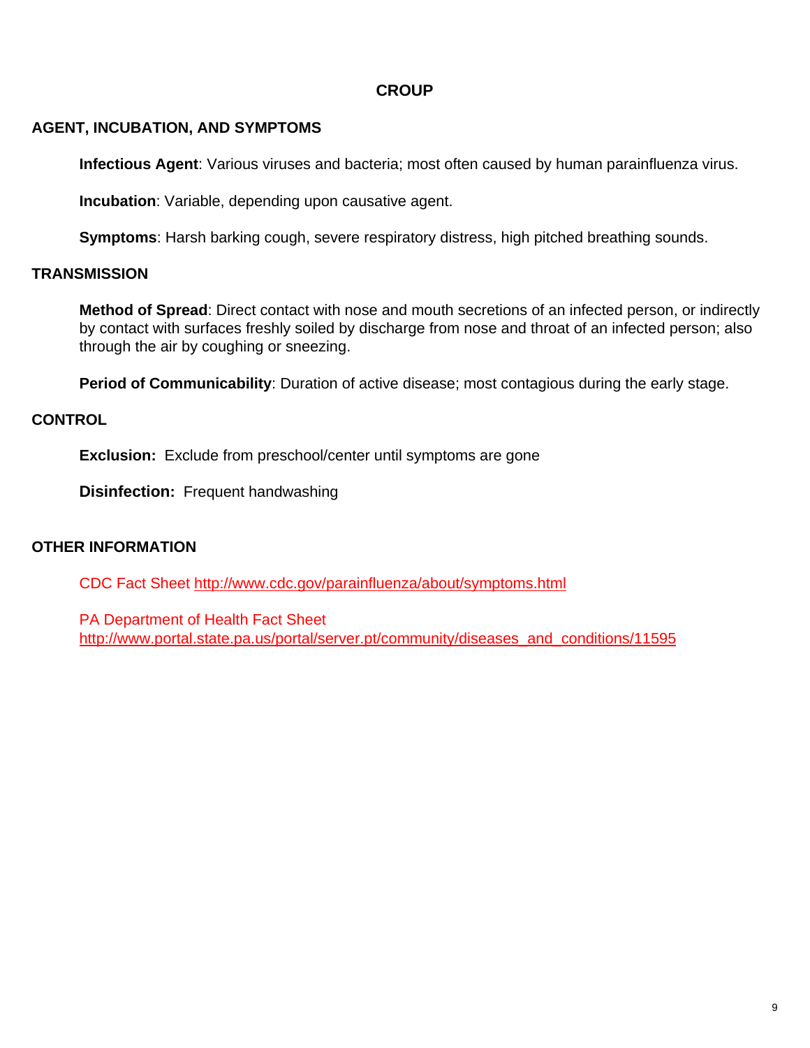# CROUP

## AGENT, INCUBATION, AND SYMPTOMS

**Infectious Agent**: Various viruses and bacteria; most often caused by human parainfluenza virus.

**Incubation**: Variable, depending upon causative agent.

**Symptoms**: Harsh barking cough, severe respiratory distress, high pitched breathing sounds.

## TRANSMISSION

**Method of Spread**: Direct contact with nose and mouth secretions of an infected person, or indirectly by contact with surfaces freshly soiled by discharge from nose and throat of an infected person; also through the air by coughing or sneezing.

**Period of Communicability**: Duration of active disease; most contagious during the early stage.

## CONTROL

**Exclusion:** Exclude from preschool/center until symptoms are gone

**Disinfection:** Frequent handwashing

## OTHER INFORMATION

CDC Fact Sheet http://www.cdc.gov/parainfluenza/about/symptoms.html

PA Department of Health Fact Sheet
http://www.portal.state.pa.us/portal/server.pt/community/diseases_and_conditions/11595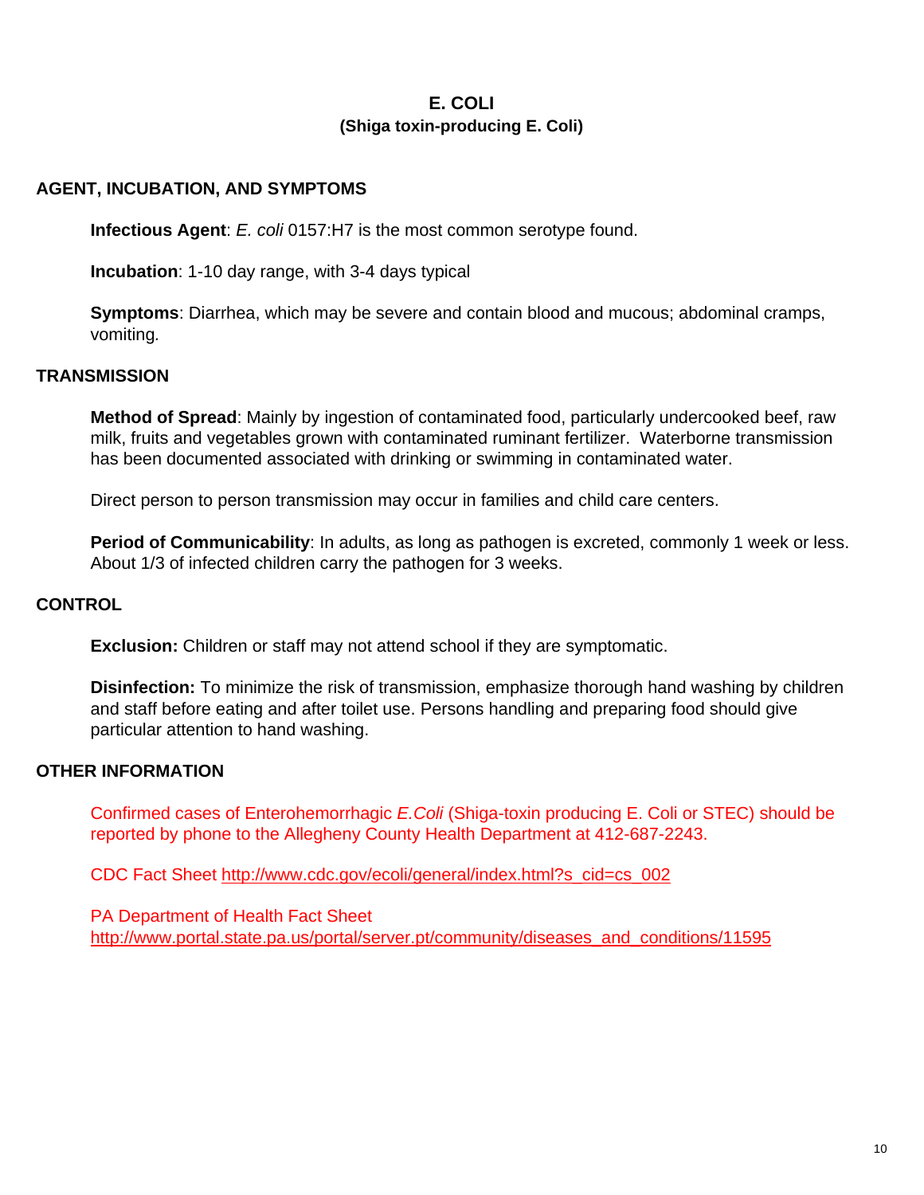# E. COLI

## (Shiga toxin-producing E. Coli)

## AGENT, INCUBATION, AND SYMPTOMS

**Infectious Agent**: *E. coli* 0157:H7 is the most common serotype found.

**Incubation**: 1-10 day range, with 3-4 days typical

**Symptoms**: Diarrhea, which may be severe and contain blood and mucous; abdominal cramps, vomiting.

## TRANSMISSION

**Method of Spread**: Mainly by ingestion of contaminated food, particularly undercooked beef, raw milk, fruits and vegetables grown with contaminated ruminant fertilizer. Waterborne transmission has been documented associated with drinking or swimming in contaminated water.

Direct person to person transmission may occur in families and child care centers.

**Period of Communicability**: In adults, as long as pathogen is excreted, commonly 1 week or less. About 1/3 of infected children carry the pathogen for 3 weeks.

## CONTROL

**Exclusion:** Children or staff may not attend school if they are symptomatic.

**Disinfection:** To minimize the risk of transmission, emphasize thorough hand washing by children and staff before eating and after toilet use. Persons handling and preparing food should give particular attention to hand washing.

## OTHER INFORMATION

Confirmed cases of Enterohemorrhagic *E.Coli* (Shiga-toxin producing E. Coli or STEC) should be reported by phone to the Allegheny County Health Department at 412-687-2243.

CDC Fact Sheet http://www.cdc.gov/ecoli/general/index.html?s_cid=cs_002

PA Department of Health Fact Sheet
http://www.portal.state.pa.us/portal/server.pt/community/diseases_and_conditions/11595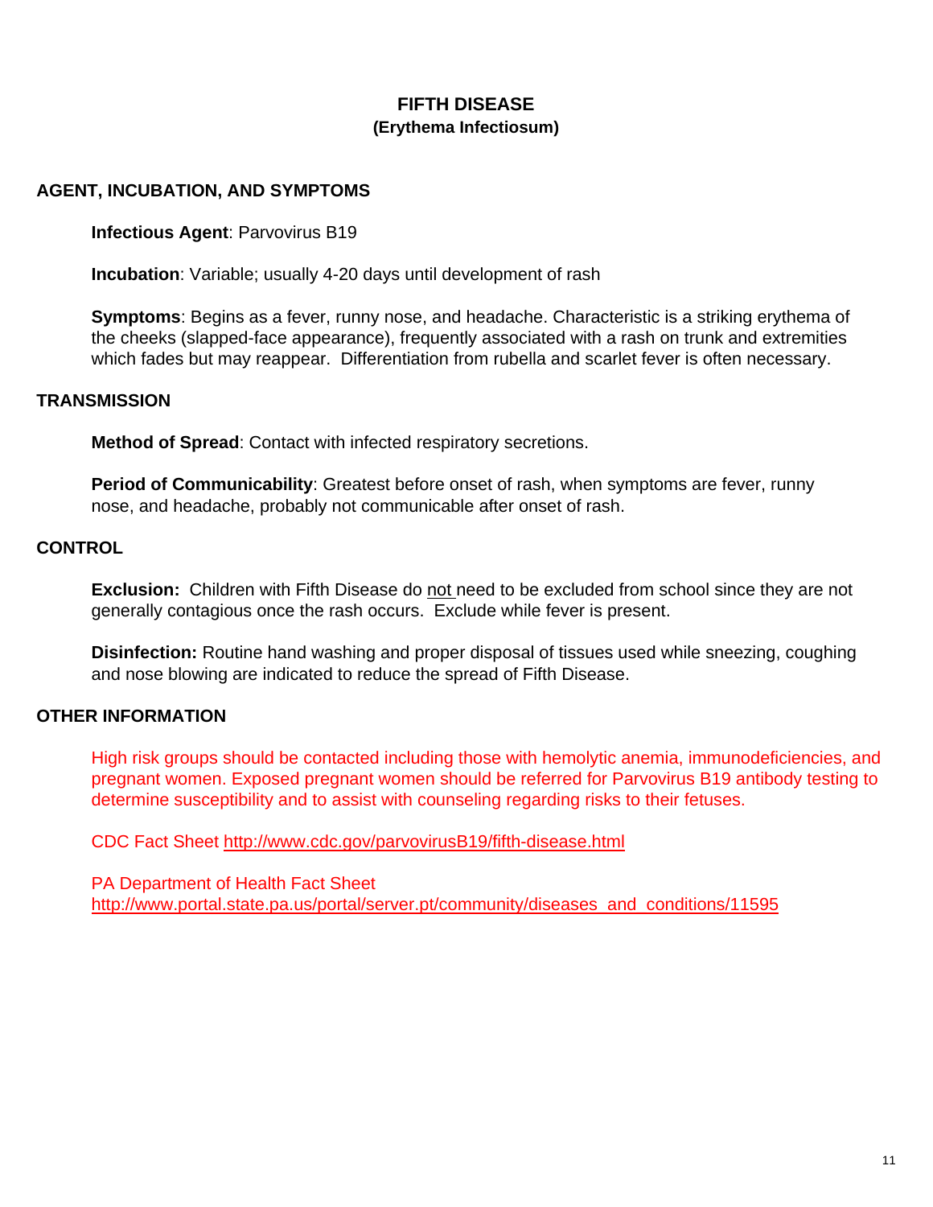# FIFTH DISEASE
## (Erythema Infectiosum)

## AGENT, INCUBATION, AND SYMPTOMS

**Infectious Agent**: Parvovirus B19

**Incubation**: Variable; usually 4-20 days until development of rash

**Symptoms**: Begins as a fever, runny nose, and headache. Characteristic is a striking erythema of the cheeks (slapped-face appearance), frequently associated with a rash on trunk and extremities which fades but may reappear. Differentiation from rubella and scarlet fever is often necessary.

## TRANSMISSION

**Method of Spread**: Contact with infected respiratory secretions.

**Period of Communicability**: Greatest before onset of rash, when symptoms are fever, runny nose, and headache, probably not communicable after onset of rash.

## CONTROL

**Exclusion:** Children with Fifth Disease do not need to be excluded from school since they are not generally contagious once the rash occurs. Exclude while fever is present.

**Disinfection:** Routine hand washing and proper disposal of tissues used while sneezing, coughing and nose blowing are indicated to reduce the spread of Fifth Disease.

## OTHER INFORMATION

High risk groups should be contacted including those with hemolytic anemia, immunodeficiencies, and pregnant women. Exposed pregnant women should be referred for Parvovirus B19 antibody testing to determine susceptibility and to assist with counseling regarding risks to their fetuses.

CDC Fact Sheet http://www.cdc.gov/parvovirusB19/fifth-disease.html

PA Department of Health Fact Sheet
http://www.portal.state.pa.us/portal/server.pt/community/diseases_and_conditions/11595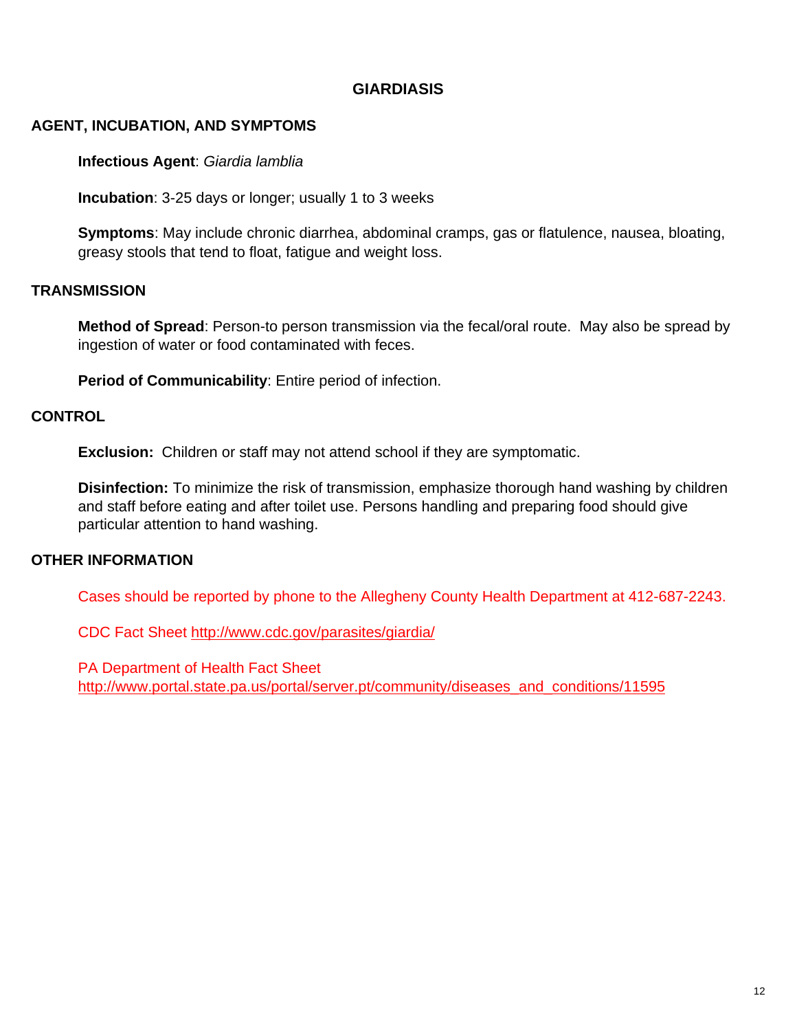# GIARDIASIS

## AGENT, INCUBATION, AND SYMPTOMS

**Infectious Agent**: *Giardia lamblia*

**Incubation**: 3-25 days or longer; usually 1 to 3 weeks

**Symptoms**: May include chronic diarrhea, abdominal cramps, gas or flatulence, nausea, bloating, greasy stools that tend to float, fatigue and weight loss.

## TRANSMISSION

**Method of Spread**: Person-to person transmission via the fecal/oral route. May also be spread by ingestion of water or food contaminated with feces.

**Period of Communicability**: Entire period of infection.

## CONTROL

**Exclusion:** Children or staff may not attend school if they are symptomatic.

**Disinfection:** To minimize the risk of transmission, emphasize thorough hand washing by children and staff before eating and after toilet use. Persons handling and preparing food should give particular attention to hand washing.

## OTHER INFORMATION

Cases should be reported by phone to the Allegheny County Health Department at 412-687-2243.

CDC Fact Sheet http://www.cdc.gov/parasites/giardia/

PA Department of Health Fact Sheet
http://www.portal.state.pa.us/portal/server.pt/community/diseases_and_conditions/11595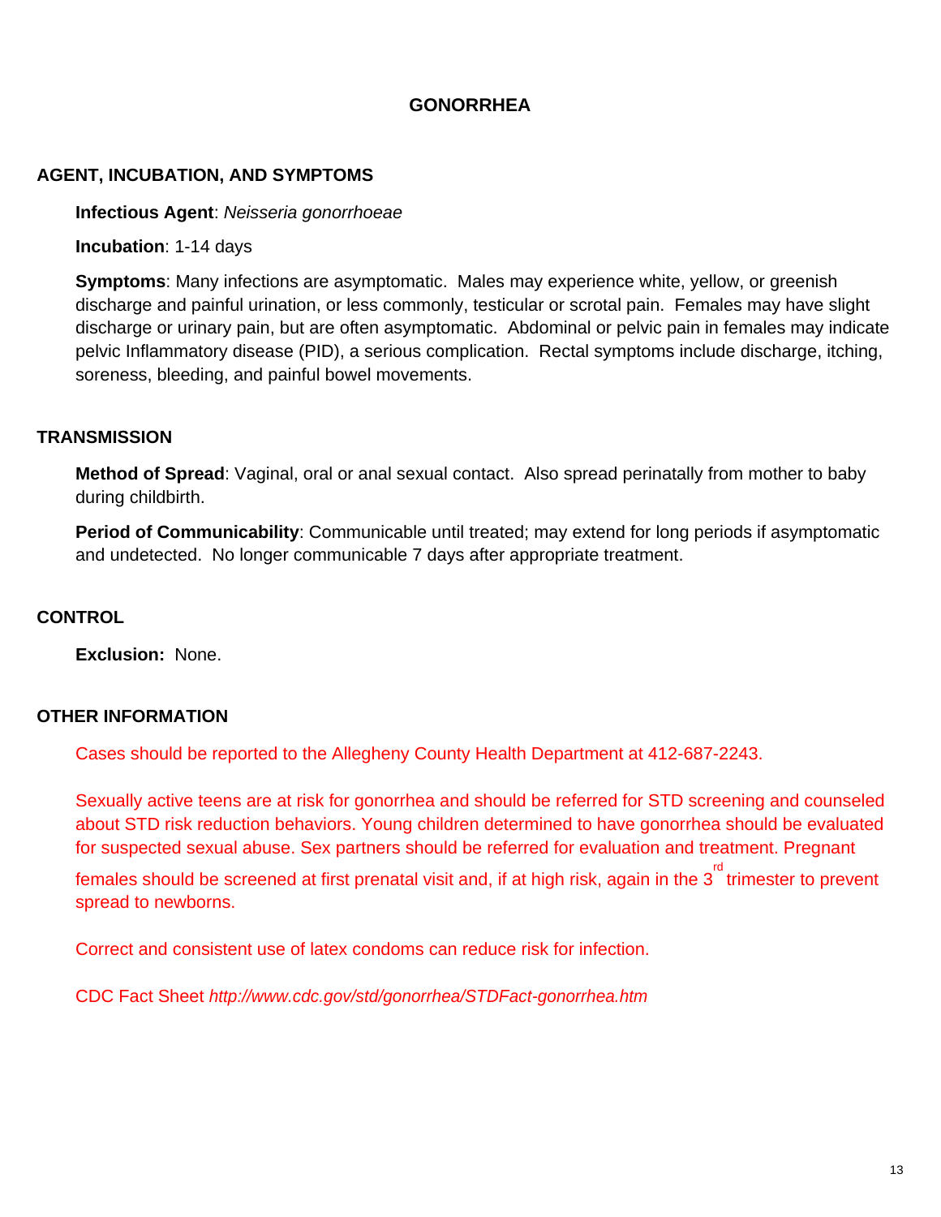# GONORRHEA

## AGENT, INCUBATION, AND SYMPTOMS

**Infectious Agent**: *Neisseria gonorrhoeae*

**Incubation**: 1-14 days

**Symptoms**: Many infections are asymptomatic. Males may experience white, yellow, or greenish discharge and painful urination, or less commonly, testicular or scrotal pain. Females may have slight discharge or urinary pain, but are often asymptomatic. Abdominal or pelvic pain in females may indicate pelvic Inflammatory disease (PID), a serious complication. Rectal symptoms include discharge, itching, soreness, bleeding, and painful bowel movements.

## TRANSMISSION

**Method of Spread**: Vaginal, oral or anal sexual contact. Also spread perinatally from mother to baby during childbirth.

**Period of Communicability**: Communicable until treated; may extend for long periods if asymptomatic and undetected. No longer communicable 7 days after appropriate treatment.

## CONTROL

**Exclusion:** None.

## OTHER INFORMATION

Cases should be reported to the Allegheny County Health Department at 412-687-2243.

Sexually active teens are at risk for gonorrhea and should be referred for STD screening and counseled about STD risk reduction behaviors. Young children determined to have gonorrhea should be evaluated for suspected sexual abuse. Sex partners should be referred for evaluation and treatment. Pregnant females should be screened at first prenatal visit and, if at high risk, again in the 3rd trimester to prevent spread to newborns.

Correct and consistent use of latex condoms can reduce risk for infection.

CDC Fact Sheet *http://www.cdc.gov/std/gonorrhea/STDFact-gonorrhea.htm*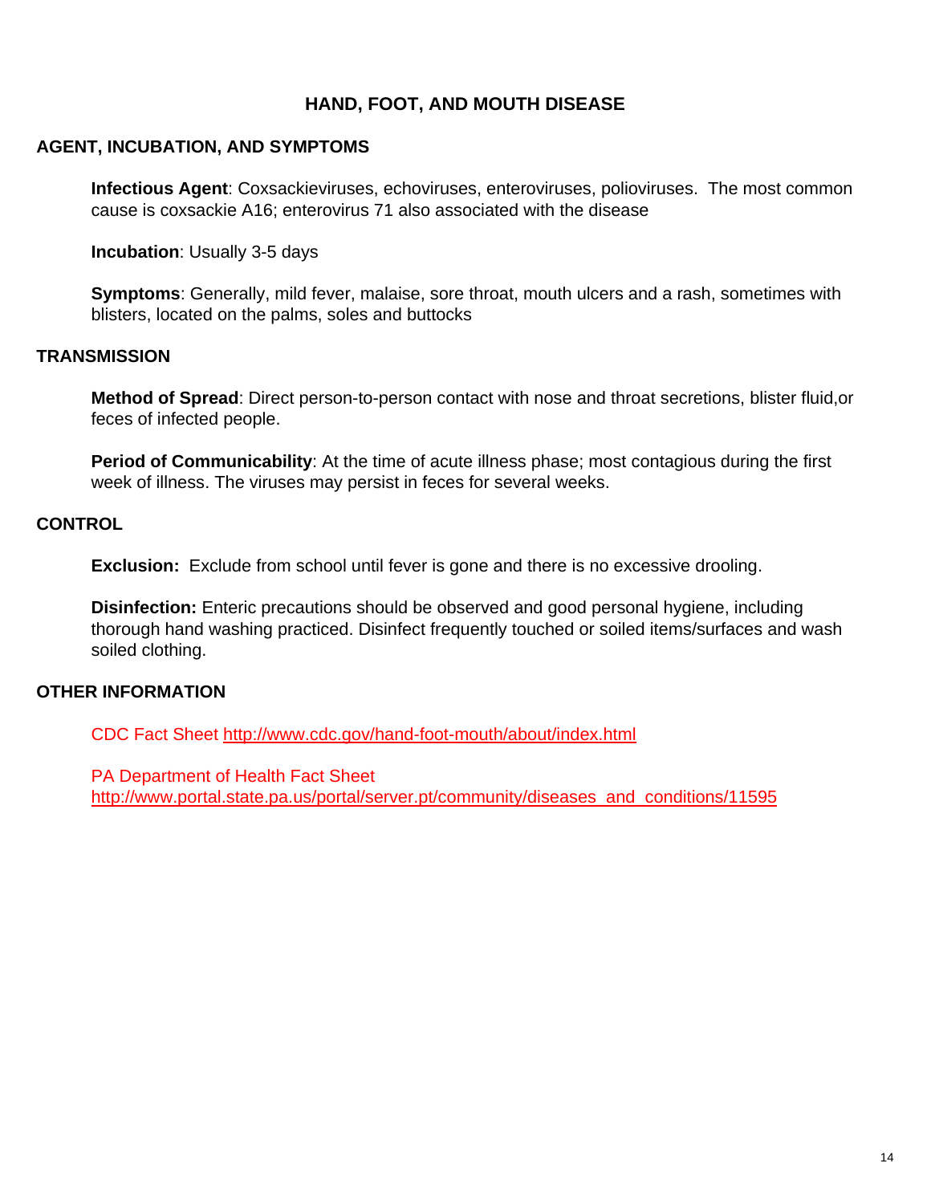# HAND, FOOT, AND MOUTH DISEASE

## AGENT, INCUBATION, AND SYMPTOMS

**Infectious Agent**: Coxsackieviruses, echoviruses, enteroviruses, polioviruses. The most common cause is coxsackie A16; enterovirus 71 also associated with the disease

**Incubation**: Usually 3-5 days

**Symptoms**: Generally, mild fever, malaise, sore throat, mouth ulcers and a rash, sometimes with blisters, located on the palms, soles and buttocks

## TRANSMISSION

**Method of Spread**: Direct person-to-person contact with nose and throat secretions, blister fluid,or feces of infected people.

**Period of Communicability**: At the time of acute illness phase; most contagious during the first week of illness. The viruses may persist in feces for several weeks.

## CONTROL

**Exclusion:** Exclude from school until fever is gone and there is no excessive drooling.

**Disinfection:** Enteric precautions should be observed and good personal hygiene, including thorough hand washing practiced. Disinfect frequently touched or soiled items/surfaces and wash soiled clothing.

## OTHER INFORMATION

CDC Fact Sheet http://www.cdc.gov/hand-foot-mouth/about/index.html

PA Department of Health Fact Sheet
http://www.portal.state.pa.us/portal/server.pt/community/diseases_and_conditions/11595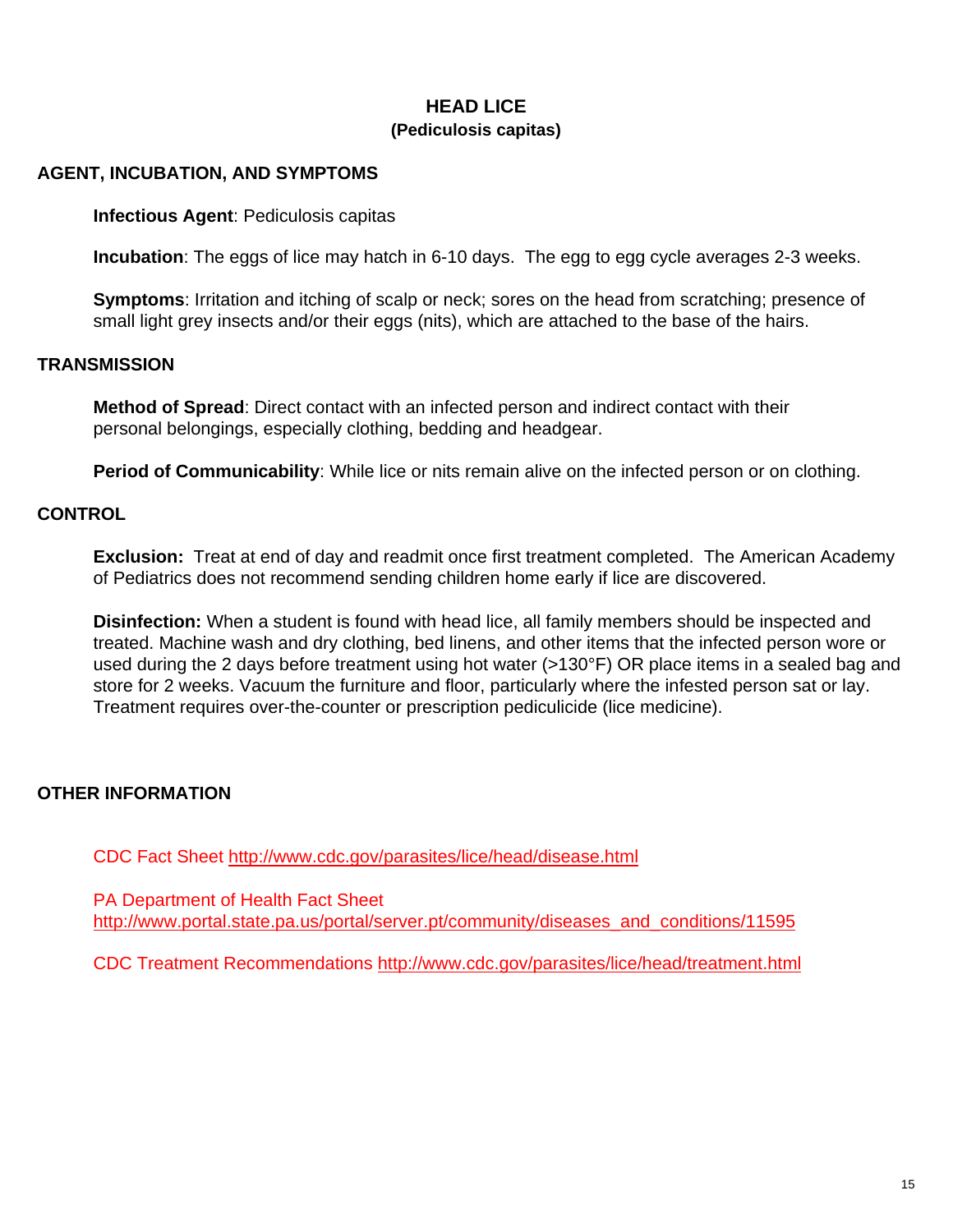# HEAD LICE

### (Pediculosis capitas)

## AGENT, INCUBATION, AND SYMPTOMS

**Infectious Agent**: Pediculosis capitas

**Incubation**: The eggs of lice may hatch in 6-10 days. The egg to egg cycle averages 2-3 weeks.

**Symptoms**: Irritation and itching of scalp or neck; sores on the head from scratching; presence of small light grey insects and/or their eggs (nits), which are attached to the base of the hairs.

## TRANSMISSION

**Method of Spread**: Direct contact with an infected person and indirect contact with their personal belongings, especially clothing, bedding and headgear.

**Period of Communicability**: While lice or nits remain alive on the infected person or on clothing.

## CONTROL

**Exclusion:** Treat at end of day and readmit once first treatment completed. The American Academy of Pediatrics does not recommend sending children home early if lice are discovered.

**Disinfection:** When a student is found with head lice, all family members should be inspected and treated. Machine wash and dry clothing, bed linens, and other items that the infected person wore or used during the 2 days before treatment using hot water (>130°F) OR place items in a sealed bag and store for 2 weeks. Vacuum the furniture and floor, particularly where the infested person sat or lay. Treatment requires over-the-counter or prescription pediculicide (lice medicine).

## OTHER INFORMATION

CDC Fact Sheet http://www.cdc.gov/parasites/lice/head/disease.html

PA Department of Health Fact Sheet
http://www.portal.state.pa.us/portal/server.pt/community/diseases_and_conditions/11595

CDC Treatment Recommendations http://www.cdc.gov/parasites/lice/head/treatment.html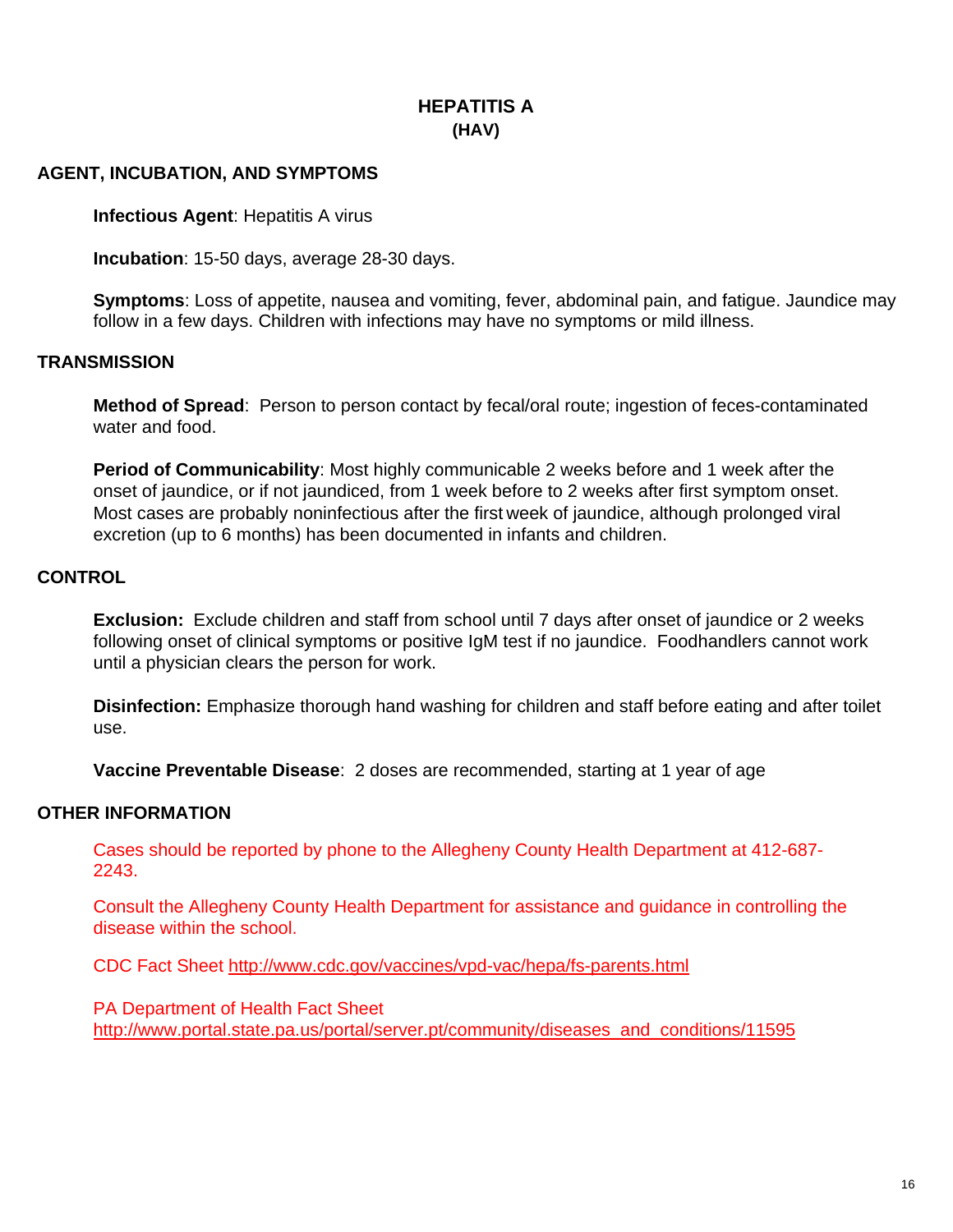# HEPATITIS A
## (HAV)

## AGENT, INCUBATION, AND SYMPTOMS

**Infectious Agent**: Hepatitis A virus

**Incubation**: 15-50 days, average 28-30 days.

**Symptoms**: Loss of appetite, nausea and vomiting, fever, abdominal pain, and fatigue. Jaundice may follow in a few days. Children with infections may have no symptoms or mild illness.

## TRANSMISSION

**Method of Spread**: Person to person contact by fecal/oral route; ingestion of feces-contaminated water and food.

**Period of Communicability**: Most highly communicable 2 weeks before and 1 week after the onset of jaundice, or if not jaundiced, from 1 week before to 2 weeks after first symptom onset. Most cases are probably noninfectious after the first week of jaundice, although prolonged viral excretion (up to 6 months) has been documented in infants and children.

## CONTROL

**Exclusion:** Exclude children and staff from school until 7 days after onset of jaundice or 2 weeks following onset of clinical symptoms or positive IgM test if no jaundice. Foodhandlers cannot work until a physician clears the person for work.

**Disinfection:** Emphasize thorough hand washing for children and staff before eating and after toilet use.

**Vaccine Preventable Disease**: 2 doses are recommended, starting at 1 year of age

## OTHER INFORMATION

Cases should be reported by phone to the Allegheny County Health Department at 412-687-2243.

Consult the Allegheny County Health Department for assistance and guidance in controlling the disease within the school.

CDC Fact Sheet http://www.cdc.gov/vaccines/vpd-vac/hepa/fs-parents.html

PA Department of Health Fact Sheet
http://www.portal.state.pa.us/portal/server.pt/community/diseases_and_conditions/11595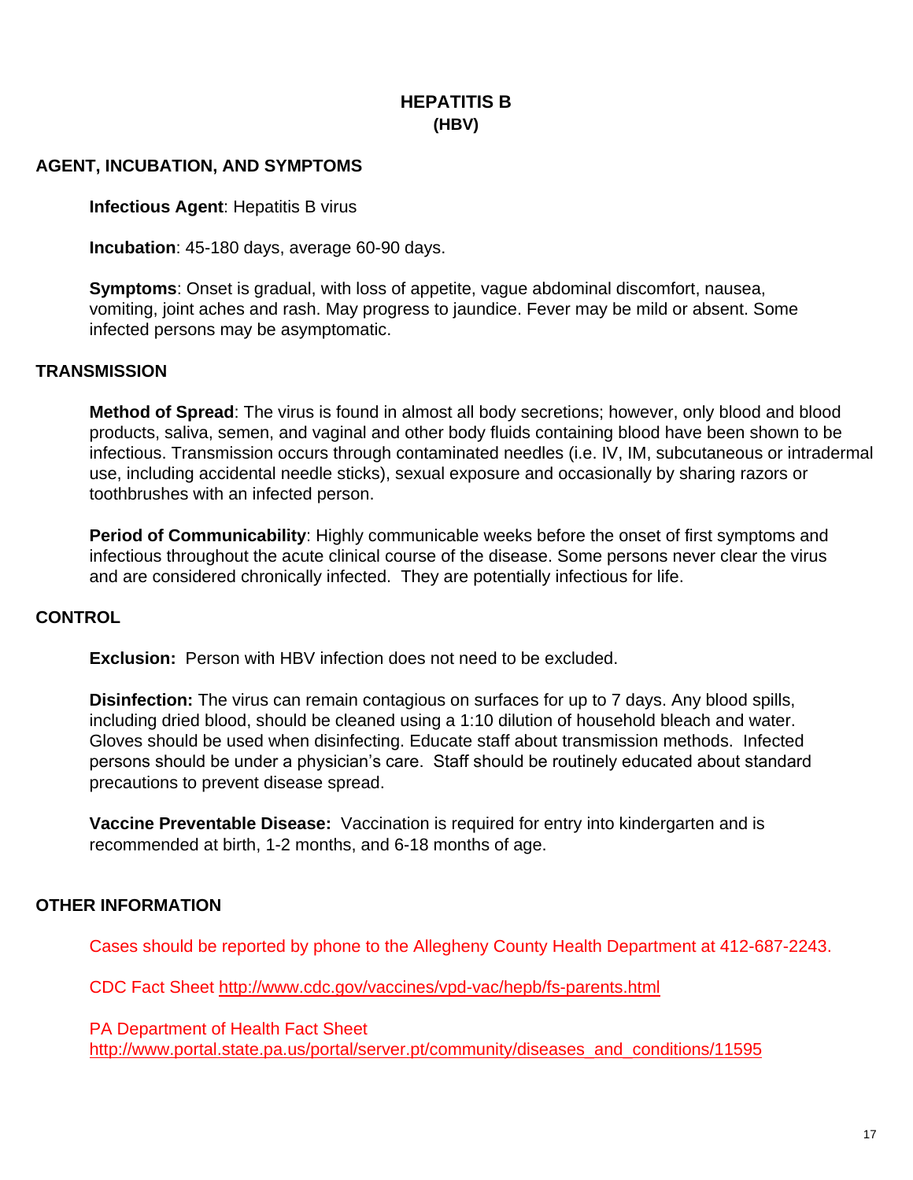# HEPATITIS B
## (HBV)

### AGENT, INCUBATION, AND SYMPTOMS

**Infectious Agent**: Hepatitis B virus

**Incubation**: 45-180 days, average 60-90 days.

**Symptoms**: Onset is gradual, with loss of appetite, vague abdominal discomfort, nausea, vomiting, joint aches and rash. May progress to jaundice. Fever may be mild or absent. Some infected persons may be asymptomatic.

### TRANSMISSION

**Method of Spread**: The virus is found in almost all body secretions; however, only blood and blood products, saliva, semen, and vaginal and other body fluids containing blood have been shown to be infectious. Transmission occurs through contaminated needles (i.e. IV, IM, subcutaneous or intradermal use, including accidental needle sticks), sexual exposure and occasionally by sharing razors or toothbrushes with an infected person.

**Period of Communicability**: Highly communicable weeks before the onset of first symptoms and infectious throughout the acute clinical course of the disease. Some persons never clear the virus and are considered chronically infected. They are potentially infectious for life.

### CONTROL

**Exclusion:** Person with HBV infection does not need to be excluded.

**Disinfection:** The virus can remain contagious on surfaces for up to 7 days. Any blood spills, including dried blood, should be cleaned using a 1:10 dilution of household bleach and water. Gloves should be used when disinfecting. Educate staff about transmission methods. Infected persons should be under a physician's care. Staff should be routinely educated about standard precautions to prevent disease spread.

**Vaccine Preventable Disease:** Vaccination is required for entry into kindergarten and is recommended at birth, 1-2 months, and 6-18 months of age.

### OTHER INFORMATION

Cases should be reported by phone to the Allegheny County Health Department at 412-687-2243.

CDC Fact Sheet http://www.cdc.gov/vaccines/vpd-vac/hepb/fs-parents.html

PA Department of Health Fact Sheet
http://www.portal.state.pa.us/portal/server.pt/community/diseases_and_conditions/11595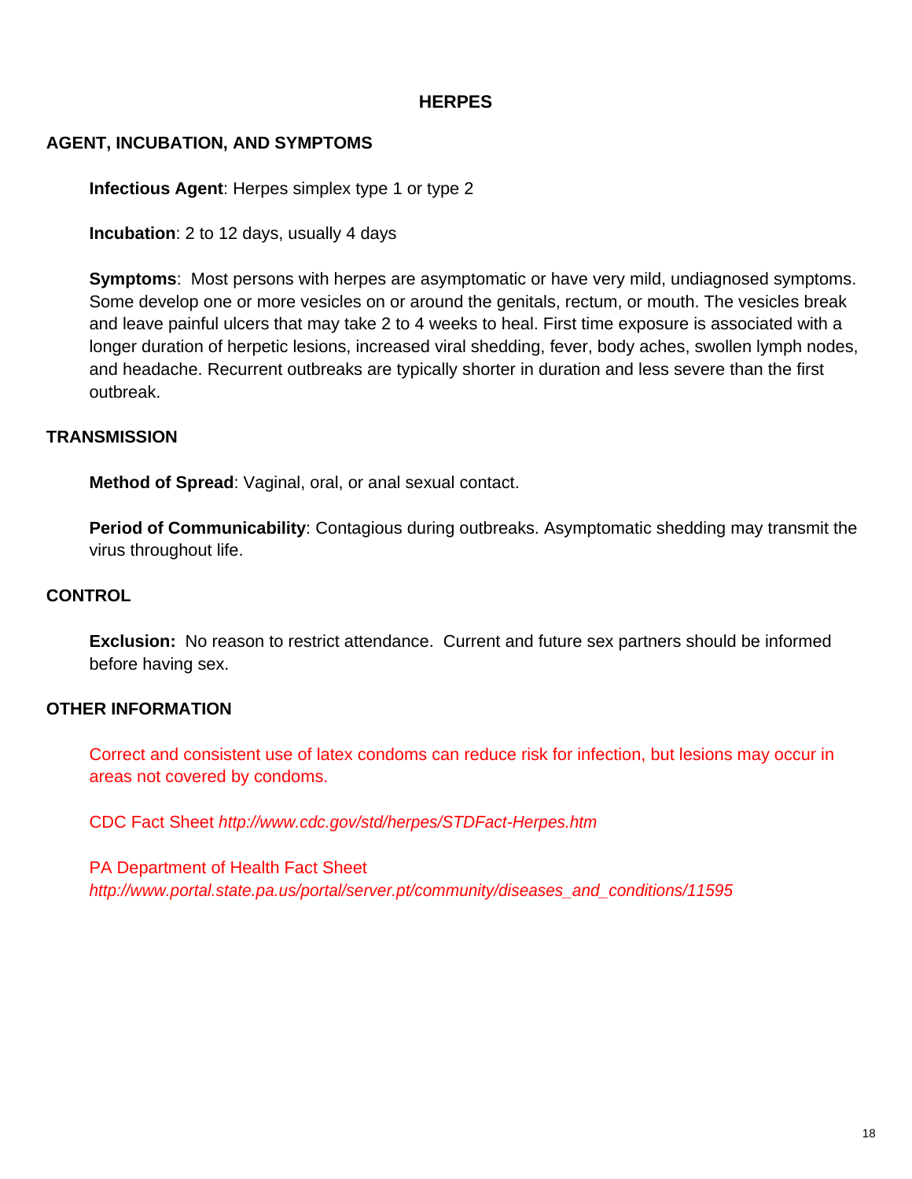# HERPES

## AGENT, INCUBATION, AND SYMPTOMS

**Infectious Agent**: Herpes simplex type 1 or type 2

**Incubation**: 2 to 12 days, usually 4 days

**Symptoms**: Most persons with herpes are asymptomatic or have very mild, undiagnosed symptoms. Some develop one or more vesicles on or around the genitals, rectum, or mouth. The vesicles break and leave painful ulcers that may take 2 to 4 weeks to heal. First time exposure is associated with a longer duration of herpetic lesions, increased viral shedding, fever, body aches, swollen lymph nodes, and headache. Recurrent outbreaks are typically shorter in duration and less severe than the first outbreak.

## TRANSMISSION

**Method of Spread**: Vaginal, oral, or anal sexual contact.

**Period of Communicability**: Contagious during outbreaks. Asymptomatic shedding may transmit the virus throughout life.

## CONTROL

**Exclusion:** No reason to restrict attendance. Current and future sex partners should be informed before having sex.

## OTHER INFORMATION

Correct and consistent use of latex condoms can reduce risk for infection, but lesions may occur in areas not covered by condoms.

CDC Fact Sheet *http://www.cdc.gov/std/herpes/STDFact-Herpes.htm*

PA Department of Health Fact Sheet
*http://www.portal.state.pa.us/portal/server.pt/community/diseases_and_conditions/11595*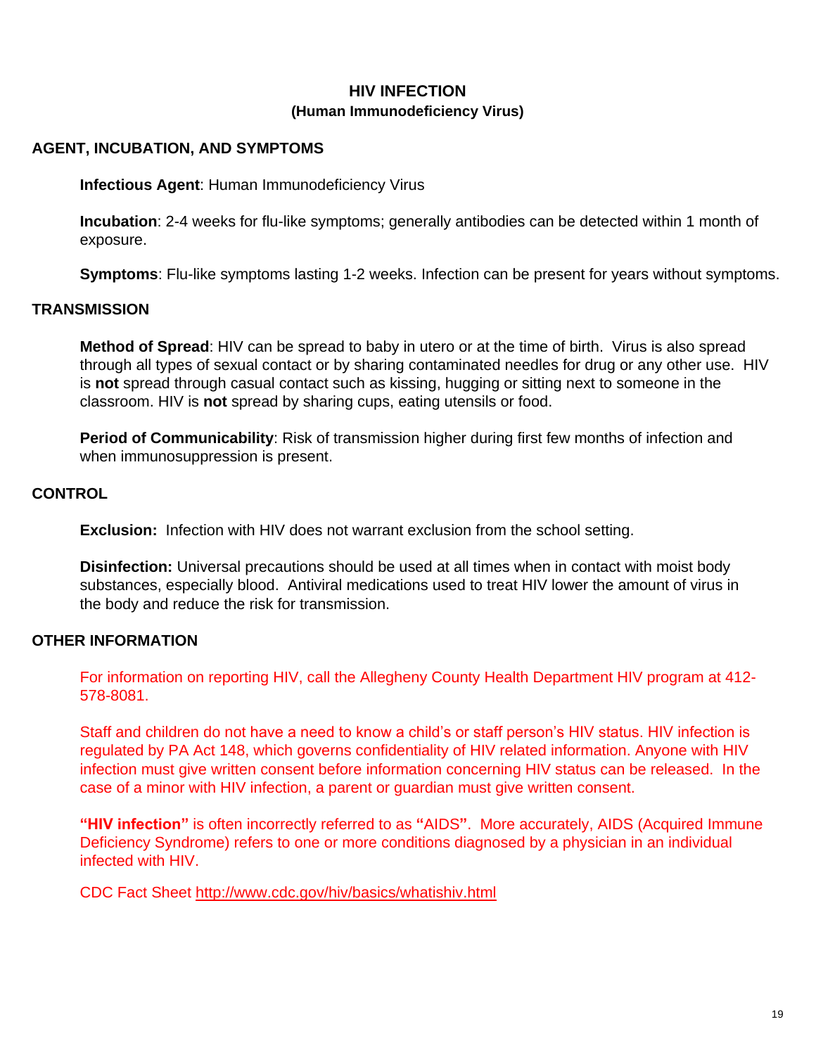# HIV INFECTION
### (Human Immunodeficiency Virus)

## AGENT, INCUBATION, AND SYMPTOMS

**Infectious Agent**: Human Immunodeficiency Virus

**Incubation**: 2-4 weeks for flu-like symptoms; generally antibodies can be detected within 1 month of exposure.

**Symptoms**: Flu-like symptoms lasting 1-2 weeks. Infection can be present for years without symptoms.

## TRANSMISSION

**Method of Spread**: HIV can be spread to baby in utero or at the time of birth. Virus is also spread through all types of sexual contact or by sharing contaminated needles for drug or any other use. HIV is **not** spread through casual contact such as kissing, hugging or sitting next to someone in the classroom. HIV is **not** spread by sharing cups, eating utensils or food.

**Period of Communicability**: Risk of transmission higher during first few months of infection and when immunosuppression is present.

## CONTROL

**Exclusion:** Infection with HIV does not warrant exclusion from the school setting.

**Disinfection:** Universal precautions should be used at all times when in contact with moist body substances, especially blood. Antiviral medications used to treat HIV lower the amount of virus in the body and reduce the risk for transmission.

## OTHER INFORMATION

For information on reporting HIV, call the Allegheny County Health Department HIV program at 412-578-8081.

Staff and children do not have a need to know a child's or staff person's HIV status. HIV infection is regulated by PA Act 148, which governs confidentiality of HIV related information. Anyone with HIV infection must give written consent before information concerning HIV status can be released. In the case of a minor with HIV infection, a parent or guardian must give written consent.

**"HIV infection"** is often incorrectly referred to as **"**AIDS**"**. More accurately, AIDS (Acquired Immune Deficiency Syndrome) refers to one or more conditions diagnosed by a physician in an individual infected with HIV.

CDC Fact Sheet http://www.cdc.gov/hiv/basics/whatishiv.html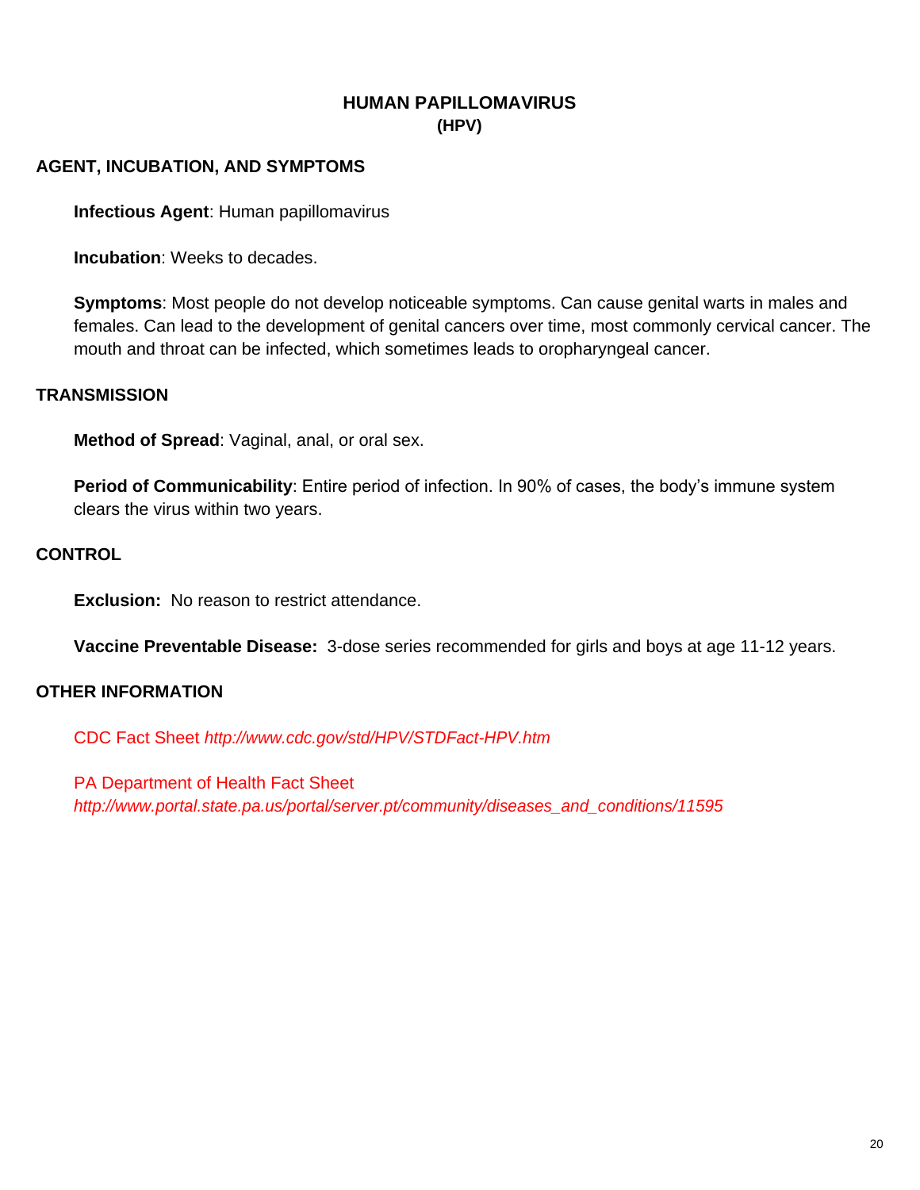# HUMAN PAPILLOMAVIRUS
## (HPV)

### AGENT, INCUBATION, AND SYMPTOMS

**Infectious Agent**: Human papillomavirus

**Incubation**: Weeks to decades.

**Symptoms**: Most people do not develop noticeable symptoms. Can cause genital warts in males and females. Can lead to the development of genital cancers over time, most commonly cervical cancer. The mouth and throat can be infected, which sometimes leads to oropharyngeal cancer.

### TRANSMISSION

**Method of Spread**: Vaginal, anal, or oral sex.

**Period of Communicability**: Entire period of infection. In 90% of cases, the body's immune system clears the virus within two years.

### CONTROL

**Exclusion:** No reason to restrict attendance.

**Vaccine Preventable Disease:** 3-dose series recommended for girls and boys at age 11-12 years.

### OTHER INFORMATION

CDC Fact Sheet *http://www.cdc.gov/std/HPV/STDFact-HPV.htm*

PA Department of Health Fact Sheet
*http://www.portal.state.pa.us/portal/server.pt/community/diseases_and_conditions/11595*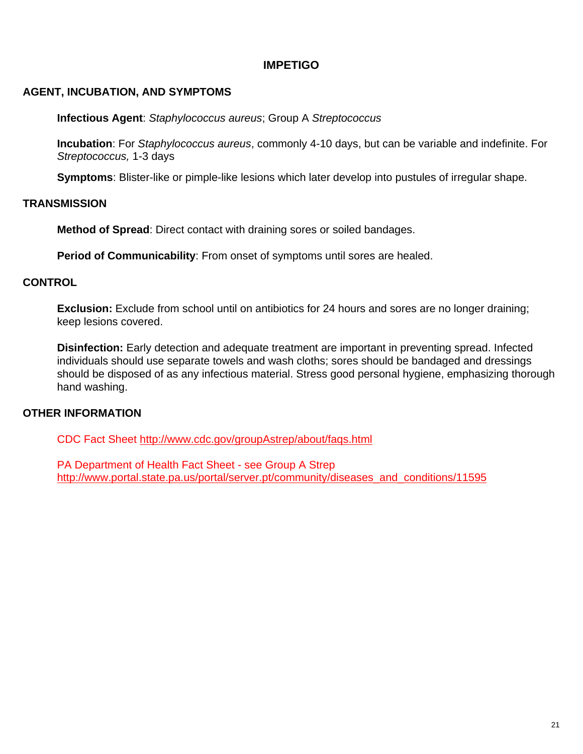# IMPETIGO

## AGENT, INCUBATION, AND SYMPTOMS

**Infectious Agent**: *Staphylococcus aureus*; Group A *Streptococcus*

**Incubation**: For *Staphylococcus aureus*, commonly 4-10 days, but can be variable and indefinite. For *Streptococcus,* 1-3 days

**Symptoms**: Blister-like or pimple-like lesions which later develop into pustules of irregular shape.

## TRANSMISSION

**Method of Spread**: Direct contact with draining sores or soiled bandages.

**Period of Communicability**: From onset of symptoms until sores are healed.

## CONTROL

**Exclusion:** Exclude from school until on antibiotics for 24 hours and sores are no longer draining; keep lesions covered.

**Disinfection:** Early detection and adequate treatment are important in preventing spread. Infected individuals should use separate towels and wash cloths; sores should be bandaged and dressings should be disposed of as any infectious material. Stress good personal hygiene, emphasizing thorough hand washing.

## OTHER INFORMATION

CDC Fact Sheet http://www.cdc.gov/groupAstrep/about/faqs.html

PA Department of Health Fact Sheet - see Group A Strep
http://www.portal.state.pa.us/portal/server.pt/community/diseases_and_conditions/11595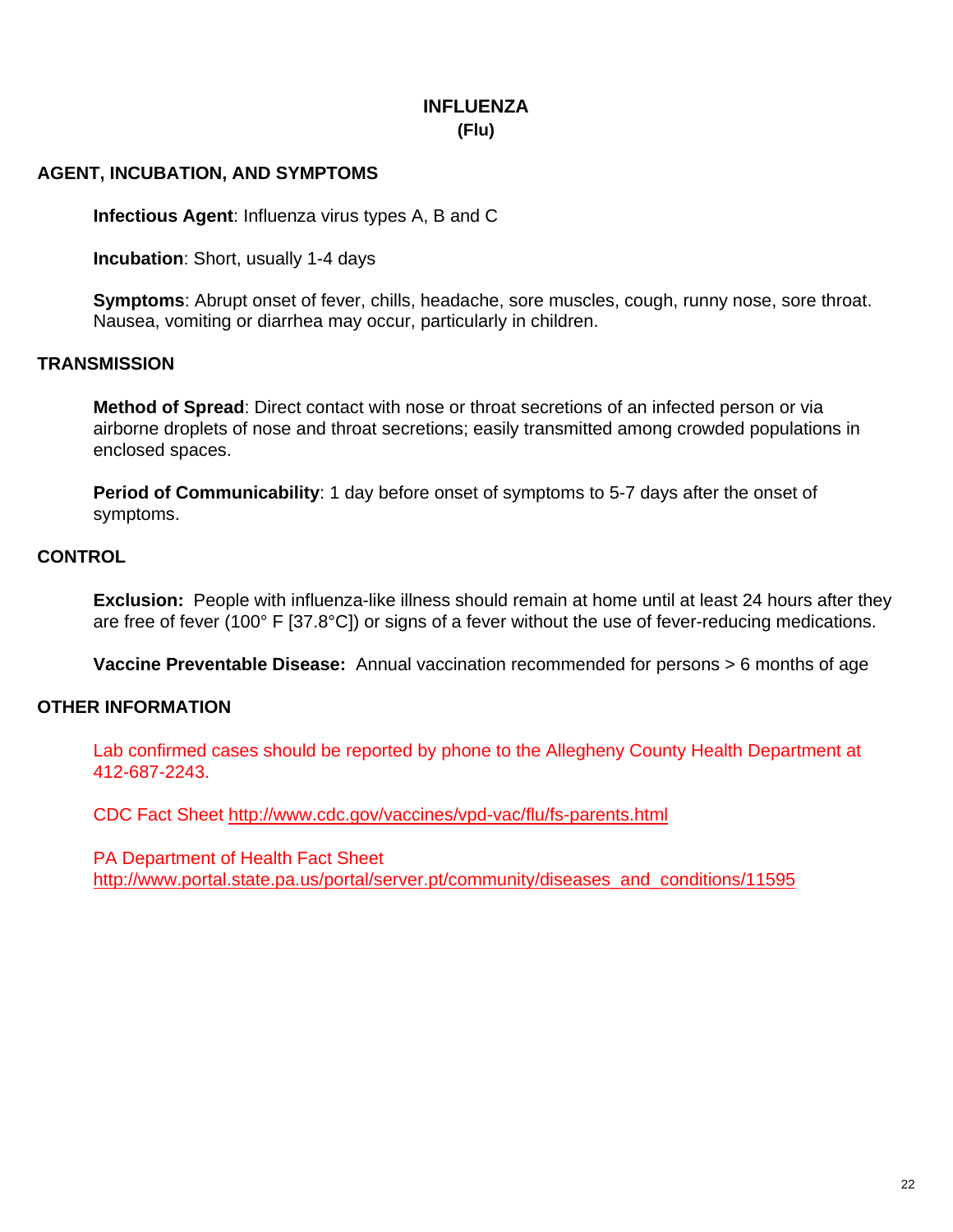# INFLUENZA
## (Flu)

## AGENT, INCUBATION, AND SYMPTOMS

**Infectious Agent**: Influenza virus types A, B and C

**Incubation**: Short, usually 1-4 days

**Symptoms**: Abrupt onset of fever, chills, headache, sore muscles, cough, runny nose, sore throat. Nausea, vomiting or diarrhea may occur, particularly in children.

## TRANSMISSION

**Method of Spread**: Direct contact with nose or throat secretions of an infected person or via airborne droplets of nose and throat secretions; easily transmitted among crowded populations in enclosed spaces.

**Period of Communicability**: 1 day before onset of symptoms to 5-7 days after the onset of symptoms.

## CONTROL

**Exclusion:** People with influenza-like illness should remain at home until at least 24 hours after they are free of fever (100° F [37.8°C]) or signs of a fever without the use of fever-reducing medications.

**Vaccine Preventable Disease:** Annual vaccination recommended for persons > 6 months of age

## OTHER INFORMATION

Lab confirmed cases should be reported by phone to the Allegheny County Health Department at 412-687-2243.

CDC Fact Sheet http://www.cdc.gov/vaccines/vpd-vac/flu/fs-parents.html

PA Department of Health Fact Sheet
http://www.portal.state.pa.us/portal/server.pt/community/diseases_and_conditions/11595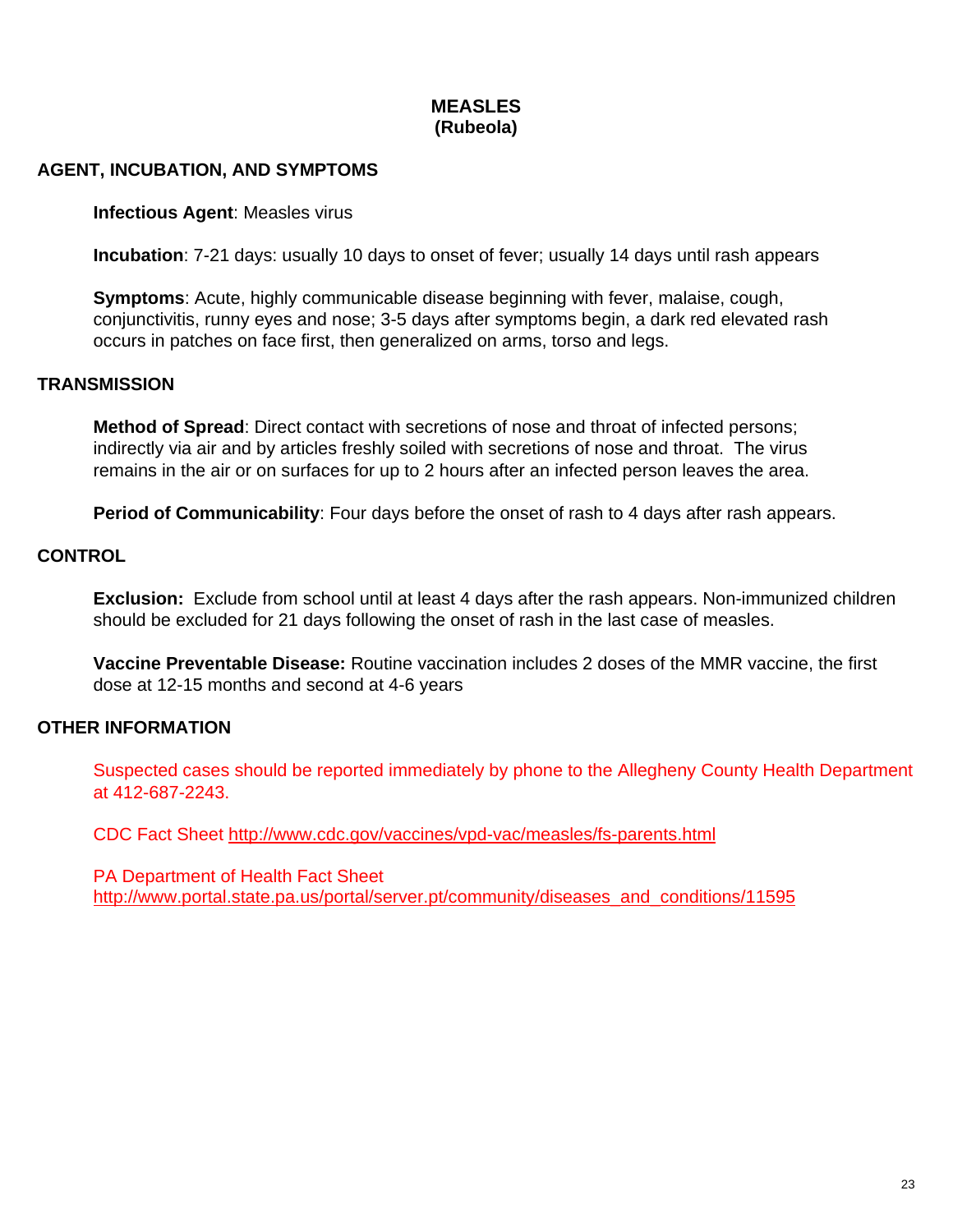# MEASLES
## (Rubeola)

## AGENT, INCUBATION, AND SYMPTOMS

**Infectious Agent**: Measles virus

**Incubation**: 7-21 days: usually 10 days to onset of fever; usually 14 days until rash appears

**Symptoms**: Acute, highly communicable disease beginning with fever, malaise, cough, conjunctivitis, runny eyes and nose; 3-5 days after symptoms begin, a dark red elevated rash occurs in patches on face first, then generalized on arms, torso and legs.

## TRANSMISSION

**Method of Spread**: Direct contact with secretions of nose and throat of infected persons; indirectly via air and by articles freshly soiled with secretions of nose and throat. The virus remains in the air or on surfaces for up to 2 hours after an infected person leaves the area.

**Period of Communicability**: Four days before the onset of rash to 4 days after rash appears.

## CONTROL

**Exclusion:** Exclude from school until at least 4 days after the rash appears. Non-immunized children should be excluded for 21 days following the onset of rash in the last case of measles.

**Vaccine Preventable Disease:** Routine vaccination includes 2 doses of the MMR vaccine, the first dose at 12-15 months and second at 4-6 years

## OTHER INFORMATION

Suspected cases should be reported immediately by phone to the Allegheny County Health Department at 412-687-2243.

CDC Fact Sheet http://www.cdc.gov/vaccines/vpd-vac/measles/fs-parents.html

PA Department of Health Fact Sheet
http://www.portal.state.pa.us/portal/server.pt/community/diseases_and_conditions/11595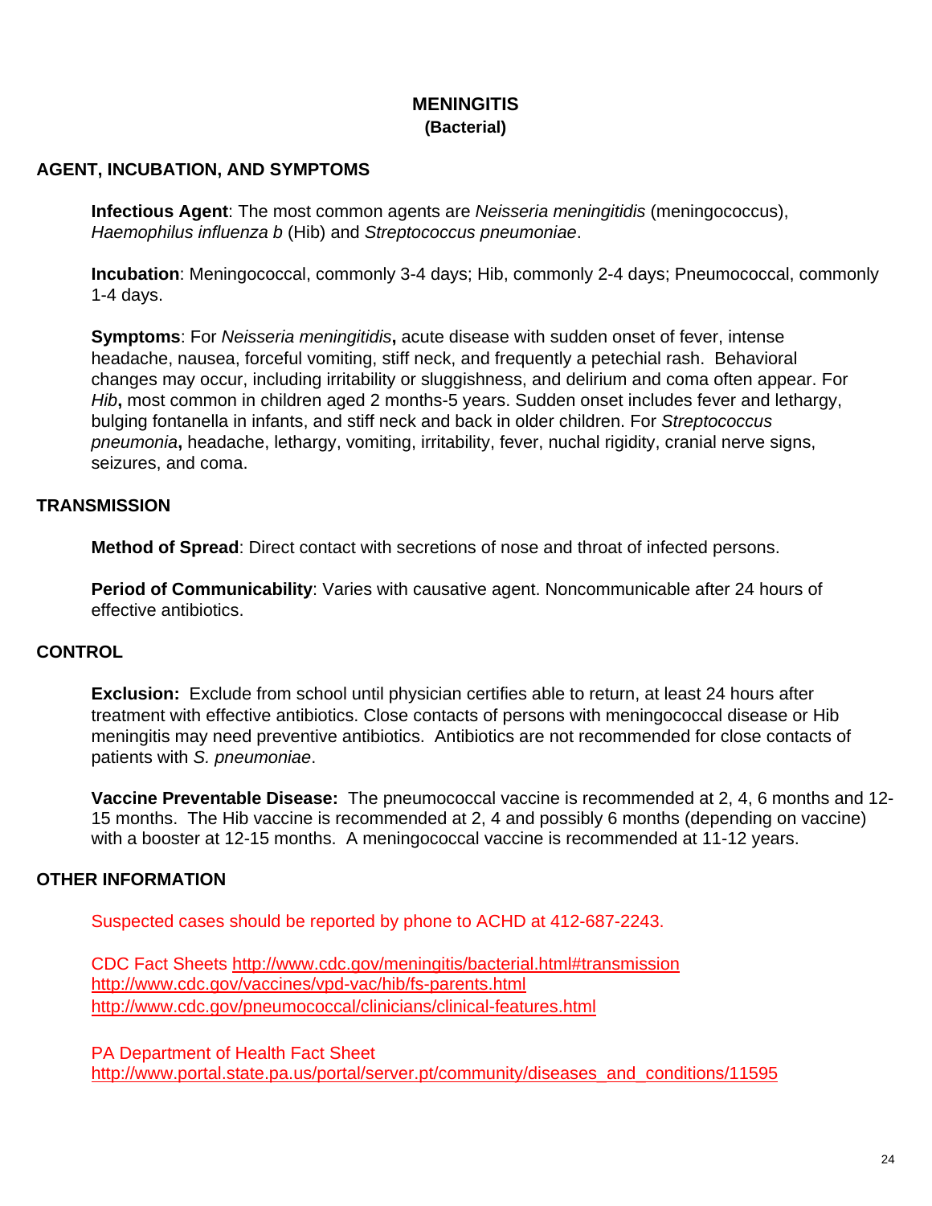# MENINGITIS
## (Bacterial)

## AGENT, INCUBATION, AND SYMPTOMS

**Infectious Agent**: The most common agents are *Neisseria meningitidis* (meningococcus), *Haemophilus influenza b* (Hib) and *Streptococcus pneumoniae*.

**Incubation**: Meningococcal, commonly 3-4 days; Hib, commonly 2-4 days; Pneumococcal, commonly 1-4 days.

**Symptoms**: For *Neisseria meningitidis***,** acute disease with sudden onset of fever, intense headache, nausea, forceful vomiting, stiff neck, and frequently a petechial rash. Behavioral changes may occur, including irritability or sluggishness, and delirium and coma often appear. For *Hib***,** most common in children aged 2 months-5 years. Sudden onset includes fever and lethargy, bulging fontanella in infants, and stiff neck and back in older children. For *Streptococcus pneumonia***,** headache, lethargy, vomiting, irritability, fever, nuchal rigidity, cranial nerve signs, seizures, and coma.

## TRANSMISSION

**Method of Spread**: Direct contact with secretions of nose and throat of infected persons.

**Period of Communicability**: Varies with causative agent. Noncommunicable after 24 hours of effective antibiotics.

## CONTROL

**Exclusion:** Exclude from school until physician certifies able to return, at least 24 hours after treatment with effective antibiotics. Close contacts of persons with meningococcal disease or Hib meningitis may need preventive antibiotics. Antibiotics are not recommended for close contacts of patients with *S. pneumoniae*.

**Vaccine Preventable Disease:** The pneumococcal vaccine is recommended at 2, 4, 6 months and 12-15 months. The Hib vaccine is recommended at 2, 4 and possibly 6 months (depending on vaccine) with a booster at 12-15 months. A meningococcal vaccine is recommended at 11-12 years.

## OTHER INFORMATION

Suspected cases should be reported by phone to ACHD at 412-687-2243.

CDC Fact Sheets http://www.cdc.gov/meningitis/bacterial.html#transmission
http://www.cdc.gov/vaccines/vpd-vac/hib/fs-parents.html
http://www.cdc.gov/pneumococcal/clinicians/clinical-features.html

PA Department of Health Fact Sheet
http://www.portal.state.pa.us/portal/server.pt/community/diseases_and_conditions/11595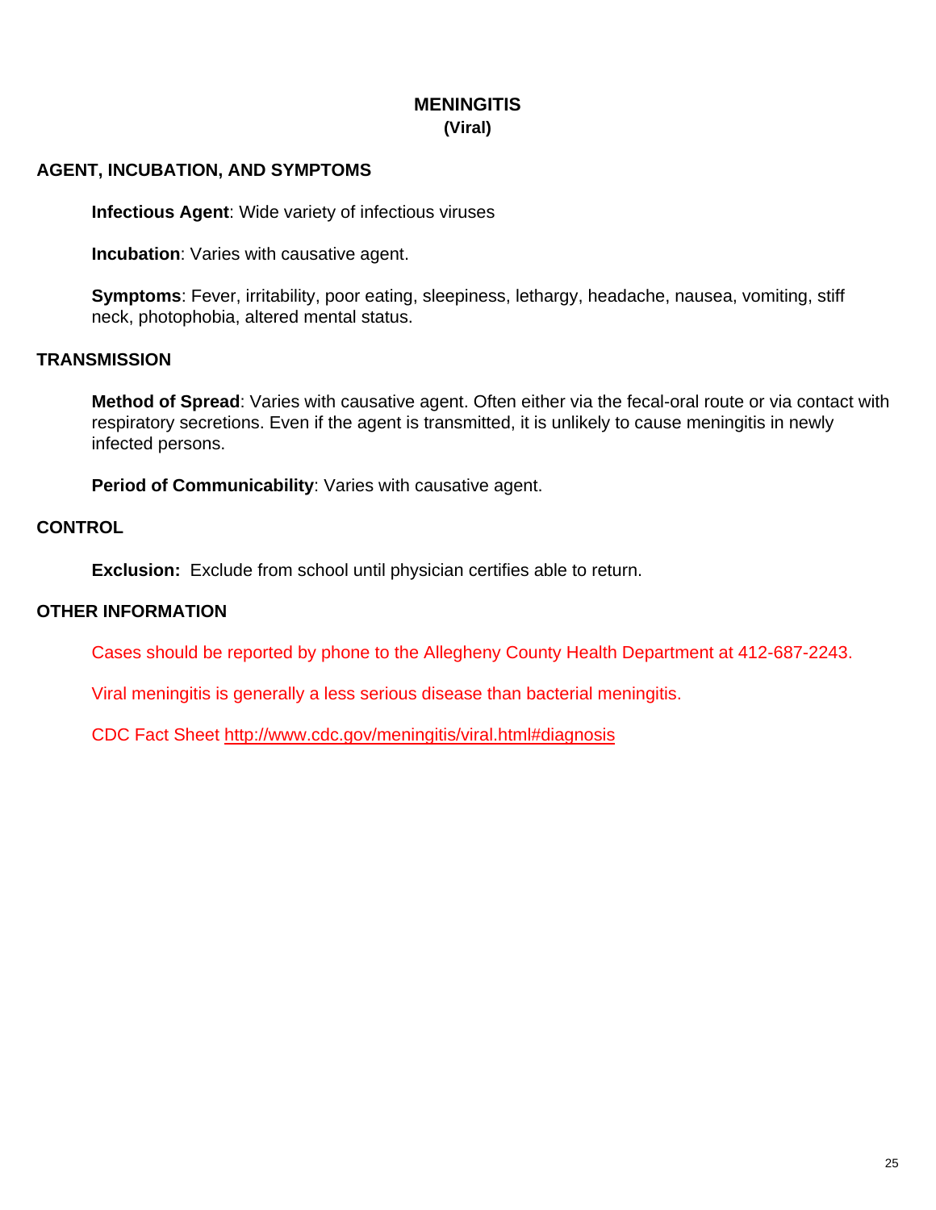# MENINGITIS
## (Viral)

## AGENT, INCUBATION, AND SYMPTOMS

**Infectious Agent**: Wide variety of infectious viruses

**Incubation**: Varies with causative agent.

**Symptoms**: Fever, irritability, poor eating, sleepiness, lethargy, headache, nausea, vomiting, stiff neck, photophobia, altered mental status.

## TRANSMISSION

**Method of Spread**: Varies with causative agent. Often either via the fecal-oral route or via contact with respiratory secretions. Even if the agent is transmitted, it is unlikely to cause meningitis in newly infected persons.

**Period of Communicability**: Varies with causative agent.

## CONTROL

**Exclusion:** Exclude from school until physician certifies able to return.

## OTHER INFORMATION

Cases should be reported by phone to the Allegheny County Health Department at 412-687-2243.

Viral meningitis is generally a less serious disease than bacterial meningitis.

CDC Fact Sheet http://www.cdc.gov/meningitis/viral.html#diagnosis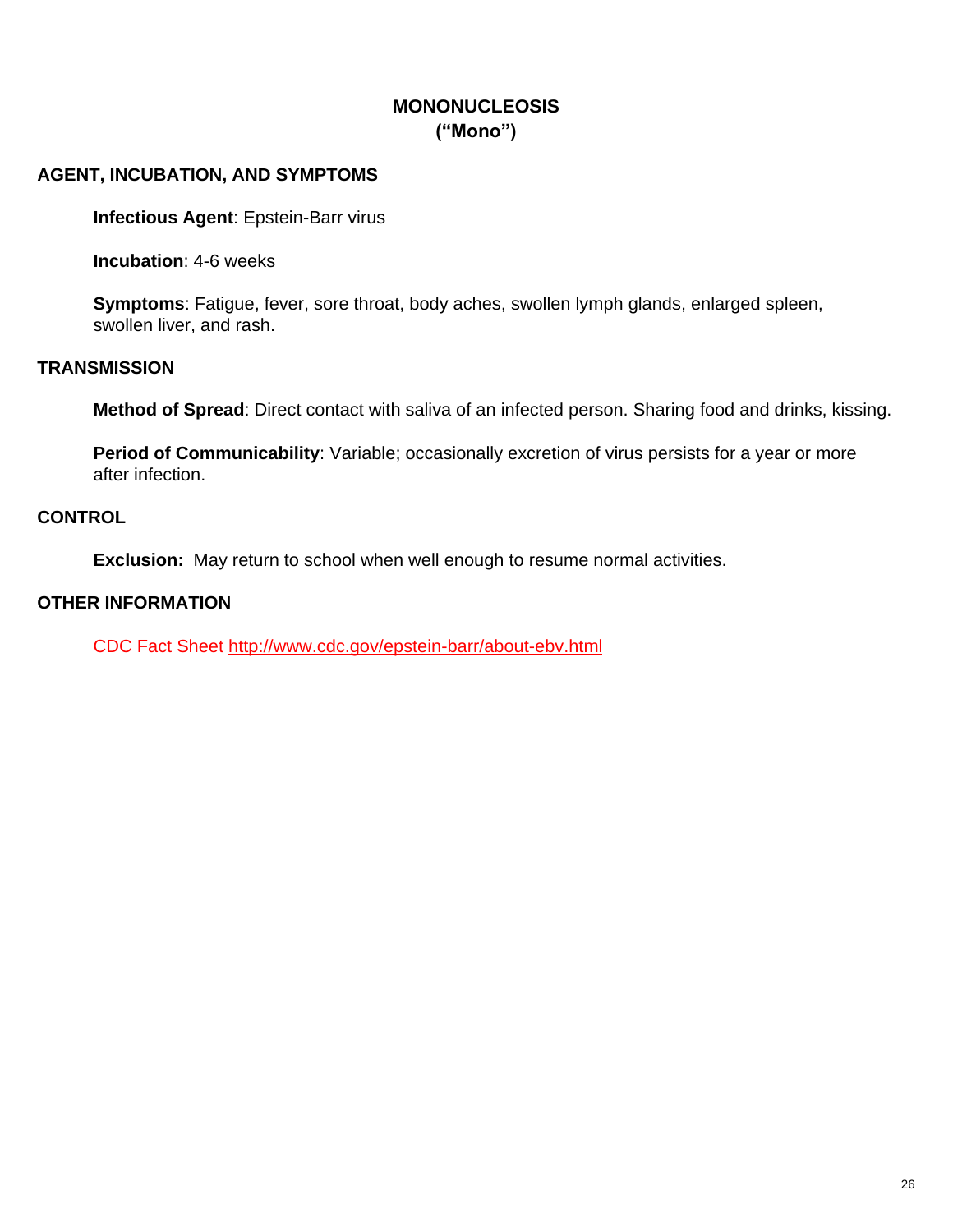# MONONUCLEOSIS
# ("Mono")

## AGENT, INCUBATION, AND SYMPTOMS

**Infectious Agent**: Epstein-Barr virus

**Incubation**: 4-6 weeks

**Symptoms**: Fatigue, fever, sore throat, body aches, swollen lymph glands, enlarged spleen, swollen liver, and rash.

## TRANSMISSION

**Method of Spread**: Direct contact with saliva of an infected person. Sharing food and drinks, kissing.

**Period of Communicability**: Variable; occasionally excretion of virus persists for a year or more after infection.

## CONTROL

**Exclusion:** May return to school when well enough to resume normal activities.

## OTHER INFORMATION

CDC Fact Sheet http://www.cdc.gov/epstein-barr/about-ebv.html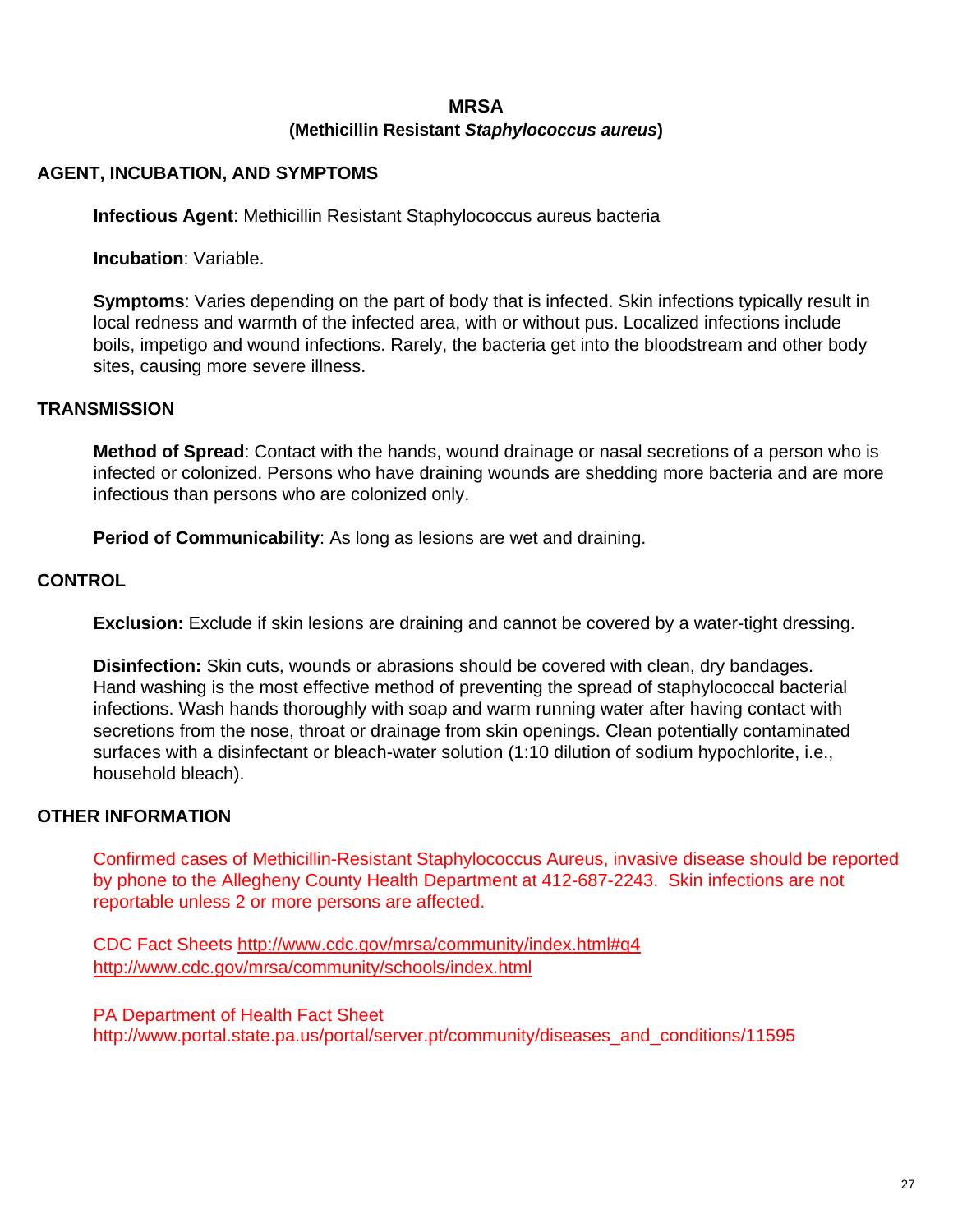# MRSA

## (Methicillin Resistant *Staphylococcus aureus*)

### AGENT, INCUBATION, AND SYMPTOMS

**Infectious Agent**: Methicillin Resistant Staphylococcus aureus bacteria

**Incubation**: Variable.

**Symptoms**: Varies depending on the part of body that is infected. Skin infections typically result in local redness and warmth of the infected area, with or without pus. Localized infections include boils, impetigo and wound infections. Rarely, the bacteria get into the bloodstream and other body sites, causing more severe illness.

### TRANSMISSION

**Method of Spread**: Contact with the hands, wound drainage or nasal secretions of a person who is infected or colonized. Persons who have draining wounds are shedding more bacteria and are more infectious than persons who are colonized only.

**Period of Communicability**: As long as lesions are wet and draining.

### CONTROL

**Exclusion:** Exclude if skin lesions are draining and cannot be covered by a water-tight dressing.

**Disinfection:** Skin cuts, wounds or abrasions should be covered with clean, dry bandages. Hand washing is the most effective method of preventing the spread of staphylococcal bacterial infections. Wash hands thoroughly with soap and warm running water after having contact with secretions from the nose, throat or drainage from skin openings. Clean potentially contaminated surfaces with a disinfectant or bleach-water solution (1:10 dilution of sodium hypochlorite, i.e., household bleach).

### OTHER INFORMATION

Confirmed cases of Methicillin-Resistant Staphylococcus Aureus, invasive disease should be reported by phone to the Allegheny County Health Department at 412-687-2243. Skin infections are not reportable unless 2 or more persons are affected.

CDC Fact Sheets http://www.cdc.gov/mrsa/community/index.html#q4
http://www.cdc.gov/mrsa/community/schools/index.html

PA Department of Health Fact Sheet
http://www.portal.state.pa.us/portal/server.pt/community/diseases_and_conditions/11595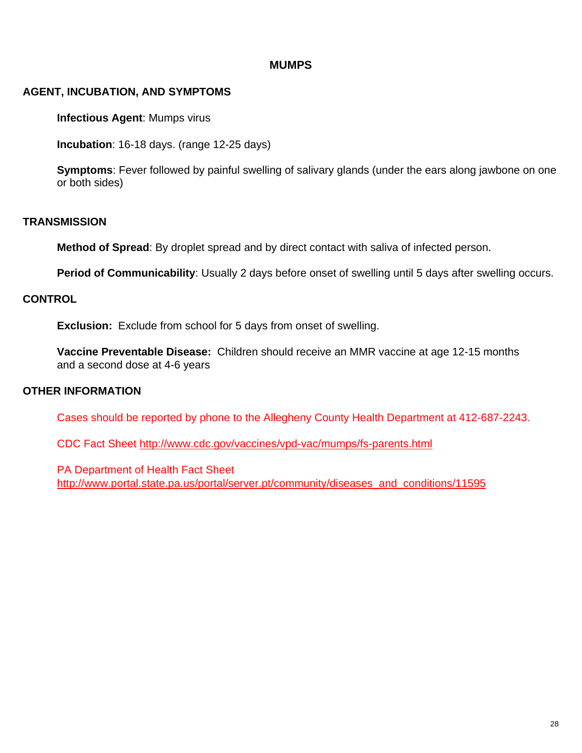# MUMPS

## AGENT, INCUBATION, AND SYMPTOMS

**Infectious Agent**: Mumps virus

**Incubation**: 16-18 days. (range 12-25 days)

**Symptoms**: Fever followed by painful swelling of salivary glands (under the ears along jawbone on one or both sides)

## TRANSMISSION

**Method of Spread**: By droplet spread and by direct contact with saliva of infected person.

**Period of Communicability**: Usually 2 days before onset of swelling until 5 days after swelling occurs.

## CONTROL

**Exclusion:** Exclude from school for 5 days from onset of swelling.

**Vaccine Preventable Disease:** Children should receive an MMR vaccine at age 12-15 months and a second dose at 4-6 years

## OTHER INFORMATION

Cases should be reported by phone to the Allegheny County Health Department at 412-687-2243.

CDC Fact Sheet http://www.cdc.gov/vaccines/vpd-vac/mumps/fs-parents.html

PA Department of Health Fact Sheet
http://www.portal.state.pa.us/portal/server.pt/community/diseases_and_conditions/11595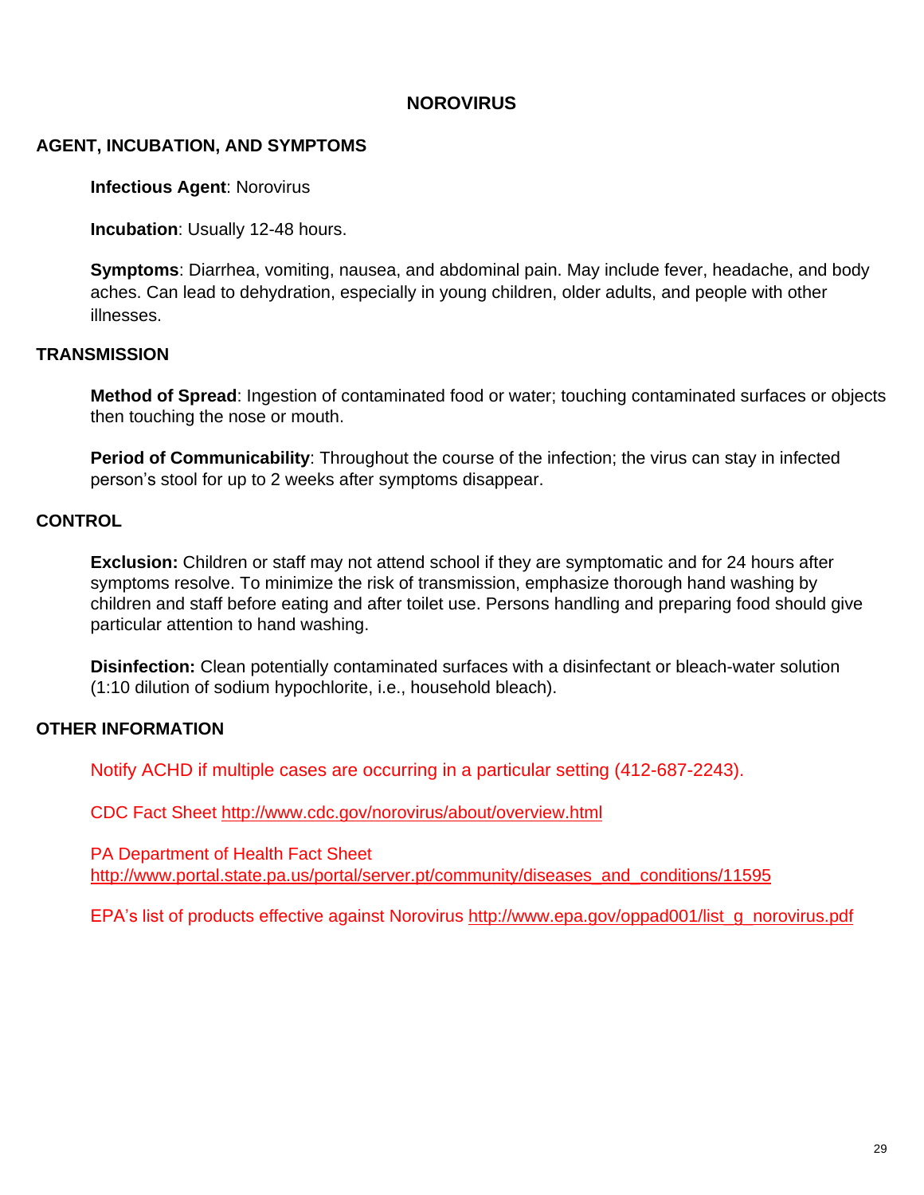# NOROVIRUS

## AGENT, INCUBATION, AND SYMPTOMS

**Infectious Agent**: Norovirus

**Incubation**: Usually 12-48 hours.

**Symptoms**: Diarrhea, vomiting, nausea, and abdominal pain. May include fever, headache, and body aches. Can lead to dehydration, especially in young children, older adults, and people with other illnesses.

## TRANSMISSION

**Method of Spread**: Ingestion of contaminated food or water; touching contaminated surfaces or objects then touching the nose or mouth.

**Period of Communicability**: Throughout the course of the infection; the virus can stay in infected person's stool for up to 2 weeks after symptoms disappear.

## CONTROL

**Exclusion:** Children or staff may not attend school if they are symptomatic and for 24 hours after symptoms resolve. To minimize the risk of transmission, emphasize thorough hand washing by children and staff before eating and after toilet use. Persons handling and preparing food should give particular attention to hand washing.

**Disinfection:** Clean potentially contaminated surfaces with a disinfectant or bleach-water solution (1:10 dilution of sodium hypochlorite, i.e., household bleach).

## OTHER INFORMATION

Notify ACHD if multiple cases are occurring in a particular setting (412-687-2243).

CDC Fact Sheet http://www.cdc.gov/norovirus/about/overview.html

PA Department of Health Fact Sheet
http://www.portal.state.pa.us/portal/server.pt/community/diseases_and_conditions/11595

EPA's list of products effective against Norovirus http://www.epa.gov/oppad001/list_g_norovirus.pdf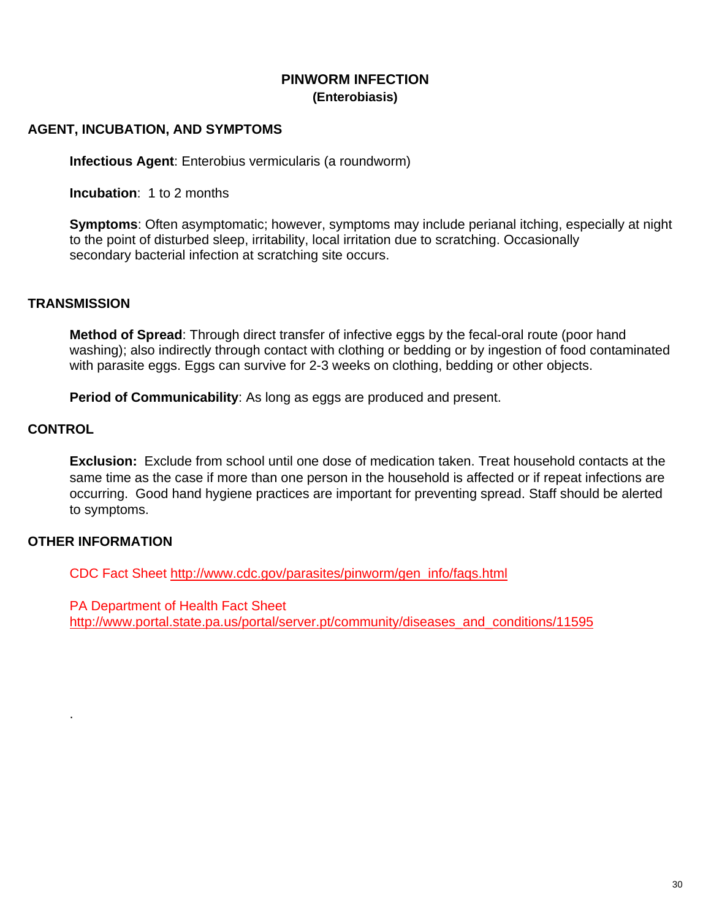# PINWORM INFECTION

## (Enterobiasis)

## AGENT, INCUBATION, AND SYMPTOMS

**Infectious Agent**: Enterobius vermicularis (a roundworm)

**Incubation**: 1 to 2 months

**Symptoms**: Often asymptomatic; however, symptoms may include perianal itching, especially at night to the point of disturbed sleep, irritability, local irritation due to scratching. Occasionally secondary bacterial infection at scratching site occurs.

## TRANSMISSION

**Method of Spread**: Through direct transfer of infective eggs by the fecal-oral route (poor hand washing); also indirectly through contact with clothing or bedding or by ingestion of food contaminated with parasite eggs. Eggs can survive for 2-3 weeks on clothing, bedding or other objects.

**Period of Communicability**: As long as eggs are produced and present.

## CONTROL

**Exclusion:** Exclude from school until one dose of medication taken. Treat household contacts at the same time as the case if more than one person in the household is affected or if repeat infections are occurring. Good hand hygiene practices are important for preventing spread. Staff should be alerted to symptoms.

## OTHER INFORMATION

CDC Fact Sheet http://www.cdc.gov/parasites/pinworm/gen_info/faqs.html

PA Department of Health Fact Sheet
http://www.portal.state.pa.us/portal/server.pt/community/diseases_and_conditions/11595

.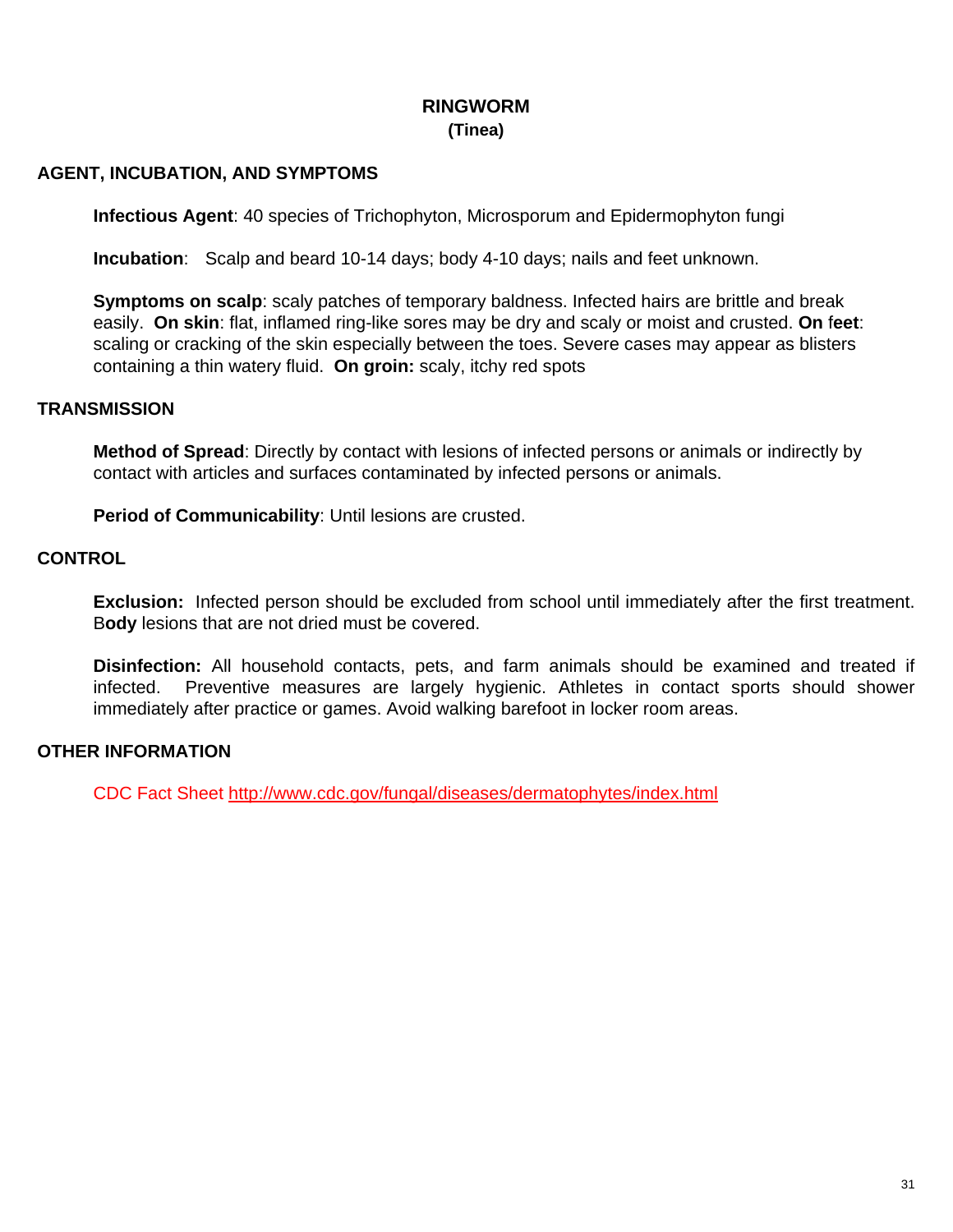# RINGWORM
## (Tinea)

## AGENT, INCUBATION, AND SYMPTOMS

**Infectious Agent**: 40 species of Trichophyton, Microsporum and Epidermophyton fungi

**Incubation**: Scalp and beard 10-14 days; body 4-10 days; nails and feet unknown.

**Symptoms on scalp**: scaly patches of temporary baldness. Infected hairs are brittle and break easily. **On skin**: flat, inflamed ring-like sores may be dry and scaly or moist and crusted. **On feet**: scaling or cracking of the skin especially between the toes. Severe cases may appear as blisters containing a thin watery fluid. **On groin:** scaly, itchy red spots

## TRANSMISSION

**Method of Spread**: Directly by contact with lesions of infected persons or animals or indirectly by contact with articles and surfaces contaminated by infected persons or animals.

**Period of Communicability**: Until lesions are crusted.

## CONTROL

**Exclusion:** Infected person should be excluded from school until immediately after the first treatment. B**ody** lesions that are not dried must be covered.

**Disinfection:** All household contacts, pets, and farm animals should be examined and treated if infected. Preventive measures are largely hygienic. Athletes in contact sports should shower immediately after practice or games. Avoid walking barefoot in locker room areas.

## OTHER INFORMATION

CDC Fact Sheet http://www.cdc.gov/fungal/diseases/dermatophytes/index.html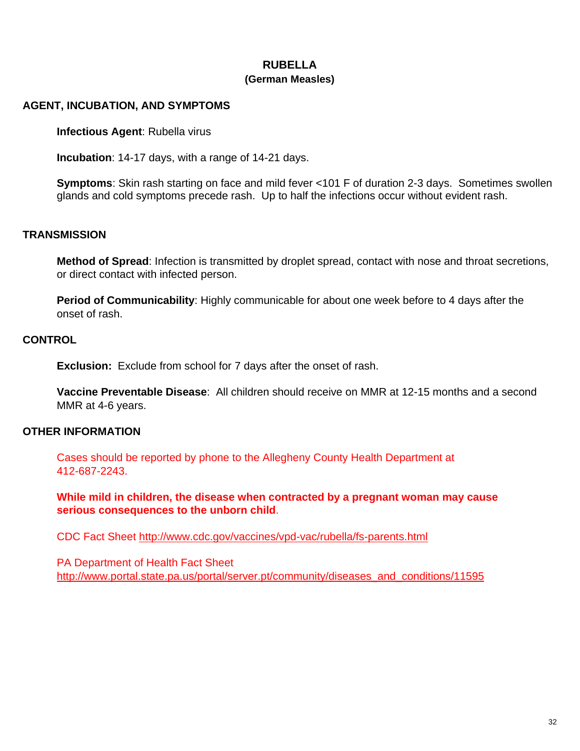# RUBELLA
## (German Measles)

## AGENT, INCUBATION, AND SYMPTOMS

**Infectious Agent**: Rubella virus

**Incubation**: 14-17 days, with a range of 14-21 days.

**Symptoms**: Skin rash starting on face and mild fever <101 F of duration 2-3 days. Sometimes swollen glands and cold symptoms precede rash. Up to half the infections occur without evident rash.

## TRANSMISSION

**Method of Spread**: Infection is transmitted by droplet spread, contact with nose and throat secretions, or direct contact with infected person.

**Period of Communicability**: Highly communicable for about one week before to 4 days after the onset of rash.

## CONTROL

**Exclusion:** Exclude from school for 7 days after the onset of rash.

**Vaccine Preventable Disease**: All children should receive on MMR at 12-15 months and a second MMR at 4-6 years.

## OTHER INFORMATION

Cases should be reported by phone to the Allegheny County Health Department at 412-687-2243.

**While mild in children, the disease when contracted by a pregnant woman may cause serious consequences to the unborn child**.

CDC Fact Sheet http://www.cdc.gov/vaccines/vpd-vac/rubella/fs-parents.html

PA Department of Health Fact Sheet
http://www.portal.state.pa.us/portal/server.pt/community/diseases_and_conditions/11595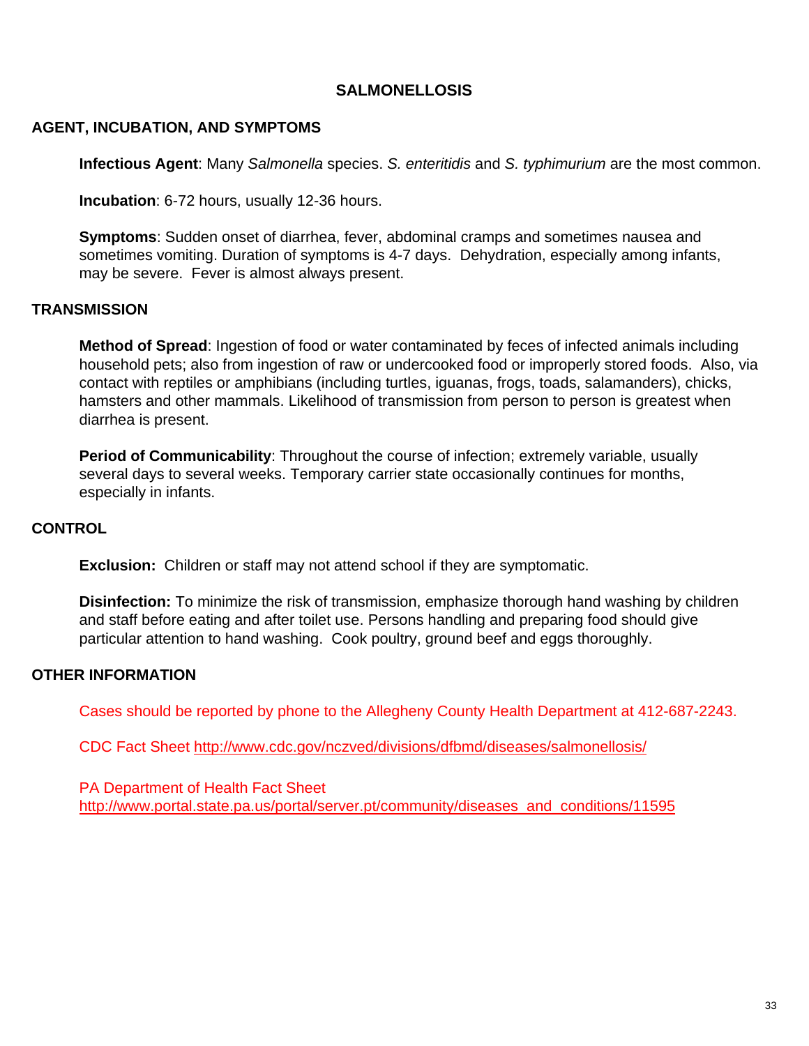# SALMONELLOSIS

## AGENT, INCUBATION, AND SYMPTOMS

**Infectious Agent**: Many *Salmonella* species. *S. enteritidis* and *S. typhimurium* are the most common.

**Incubation**: 6-72 hours, usually 12-36 hours.

**Symptoms**: Sudden onset of diarrhea, fever, abdominal cramps and sometimes nausea and sometimes vomiting. Duration of symptoms is 4-7 days. Dehydration, especially among infants, may be severe. Fever is almost always present.

## TRANSMISSION

**Method of Spread**: Ingestion of food or water contaminated by feces of infected animals including household pets; also from ingestion of raw or undercooked food or improperly stored foods. Also, via contact with reptiles or amphibians (including turtles, iguanas, frogs, toads, salamanders), chicks, hamsters and other mammals. Likelihood of transmission from person to person is greatest when diarrhea is present.

**Period of Communicability**: Throughout the course of infection; extremely variable, usually several days to several weeks. Temporary carrier state occasionally continues for months, especially in infants.

## CONTROL

**Exclusion:** Children or staff may not attend school if they are symptomatic.

**Disinfection:** To minimize the risk of transmission, emphasize thorough hand washing by children and staff before eating and after toilet use. Persons handling and preparing food should give particular attention to hand washing. Cook poultry, ground beef and eggs thoroughly.

## OTHER INFORMATION

Cases should be reported by phone to the Allegheny County Health Department at 412-687-2243.

CDC Fact Sheet http://www.cdc.gov/nczved/divisions/dfbmd/diseases/salmonellosis/

PA Department of Health Fact Sheet
http://www.portal.state.pa.us/portal/server.pt/community/diseases_and_conditions/11595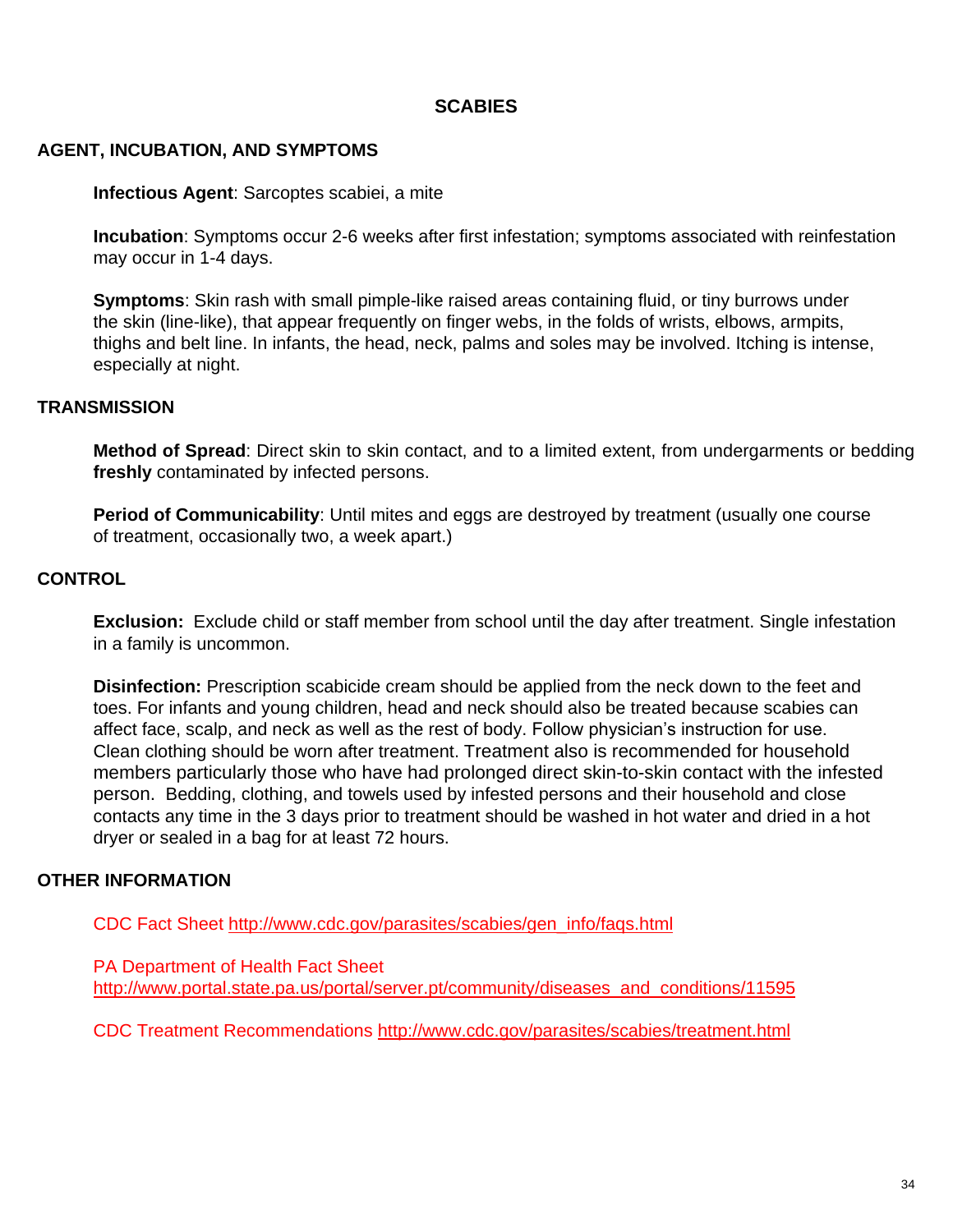# SCABIES

## AGENT, INCUBATION, AND SYMPTOMS

**Infectious Agent**: Sarcoptes scabiei, a mite

**Incubation**: Symptoms occur 2-6 weeks after first infestation; symptoms associated with reinfestation may occur in 1-4 days.

**Symptoms**: Skin rash with small pimple-like raised areas containing fluid, or tiny burrows under the skin (line-like), that appear frequently on finger webs, in the folds of wrists, elbows, armpits, thighs and belt line. In infants, the head, neck, palms and soles may be involved. Itching is intense, especially at night.

## TRANSMISSION

**Method of Spread**: Direct skin to skin contact, and to a limited extent, from undergarments or bedding **freshly** contaminated by infected persons.

**Period of Communicability**: Until mites and eggs are destroyed by treatment (usually one course of treatment, occasionally two, a week apart.)

## CONTROL

**Exclusion:** Exclude child or staff member from school until the day after treatment. Single infestation in a family is uncommon.

**Disinfection:** Prescription scabicide cream should be applied from the neck down to the feet and toes. For infants and young children, head and neck should also be treated because scabies can affect face, scalp, and neck as well as the rest of body. Follow physician's instruction for use. Clean clothing should be worn after treatment. Treatment also is recommended for household members particularly those who have had prolonged direct skin-to-skin contact with the infested person. Bedding, clothing, and towels used by infested persons and their household and close contacts any time in the 3 days prior to treatment should be washed in hot water and dried in a hot dryer or sealed in a bag for at least 72 hours.

## OTHER INFORMATION

CDC Fact Sheet http://www.cdc.gov/parasites/scabies/gen_info/faqs.html

PA Department of Health Fact Sheet
http://www.portal.state.pa.us/portal/server.pt/community/diseases_and_conditions/11595

CDC Treatment Recommendations http://www.cdc.gov/parasites/scabies/treatment.html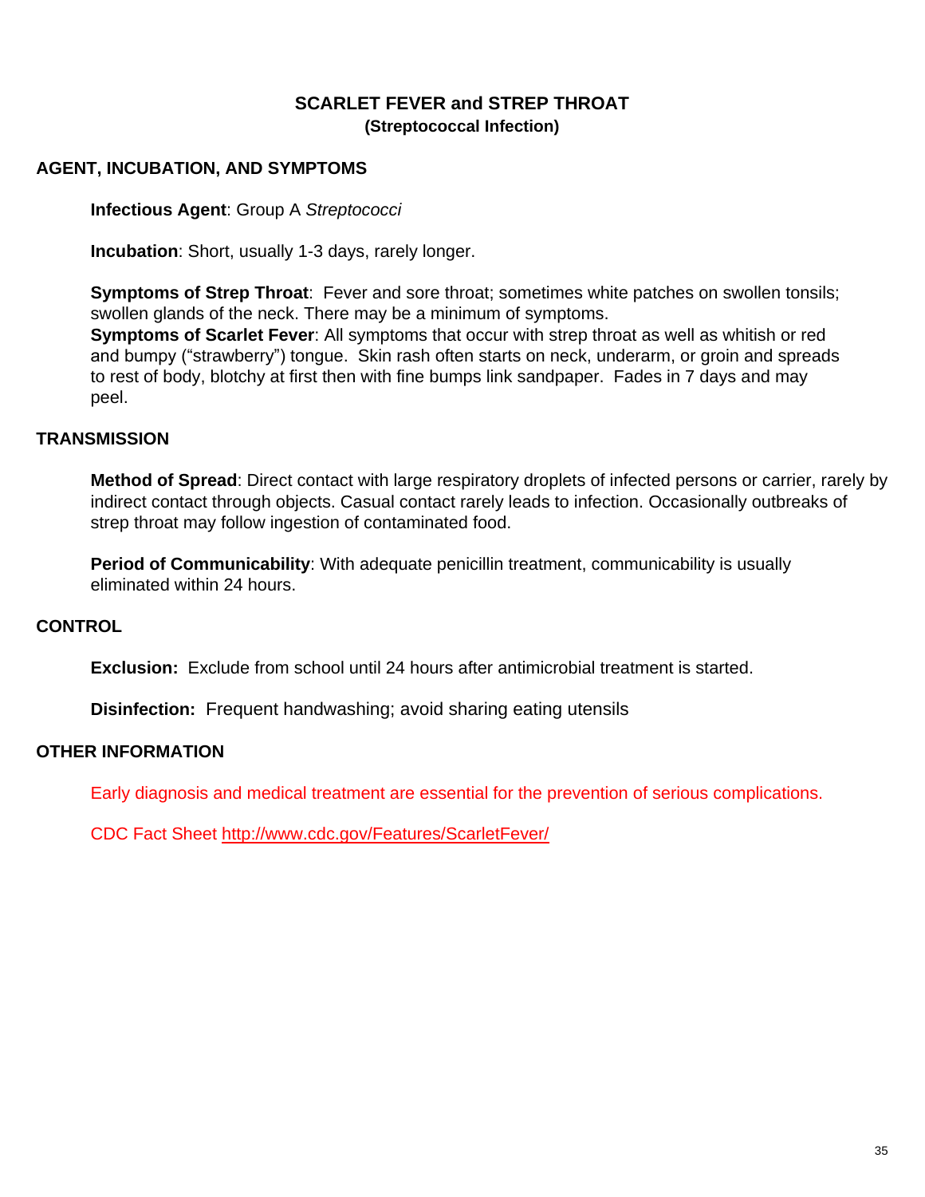# SCARLET FEVER and STREP THROAT

### (Streptococcal Infection)

## AGENT, INCUBATION, AND SYMPTOMS

**Infectious Agent**: Group A *Streptococci*

**Incubation**: Short, usually 1-3 days, rarely longer.

**Symptoms of Strep Throat**: Fever and sore throat; sometimes white patches on swollen tonsils; swollen glands of the neck. There may be a minimum of symptoms.
**Symptoms of Scarlet Fever**: All symptoms that occur with strep throat as well as whitish or red and bumpy ("strawberry") tongue. Skin rash often starts on neck, underarm, or groin and spreads to rest of body, blotchy at first then with fine bumps link sandpaper. Fades in 7 days and may peel.

## TRANSMISSION

**Method of Spread**: Direct contact with large respiratory droplets of infected persons or carrier, rarely by indirect contact through objects. Casual contact rarely leads to infection. Occasionally outbreaks of strep throat may follow ingestion of contaminated food.

**Period of Communicability**: With adequate penicillin treatment, communicability is usually eliminated within 24 hours.

## CONTROL

**Exclusion:** Exclude from school until 24 hours after antimicrobial treatment is started.

**Disinfection:** Frequent handwashing; avoid sharing eating utensils

## OTHER INFORMATION

Early diagnosis and medical treatment are essential for the prevention of serious complications.

CDC Fact Sheet [http://www.cdc.gov/Features/ScarletFever/](http://www.cdc.gov/Features/ScarletFever/)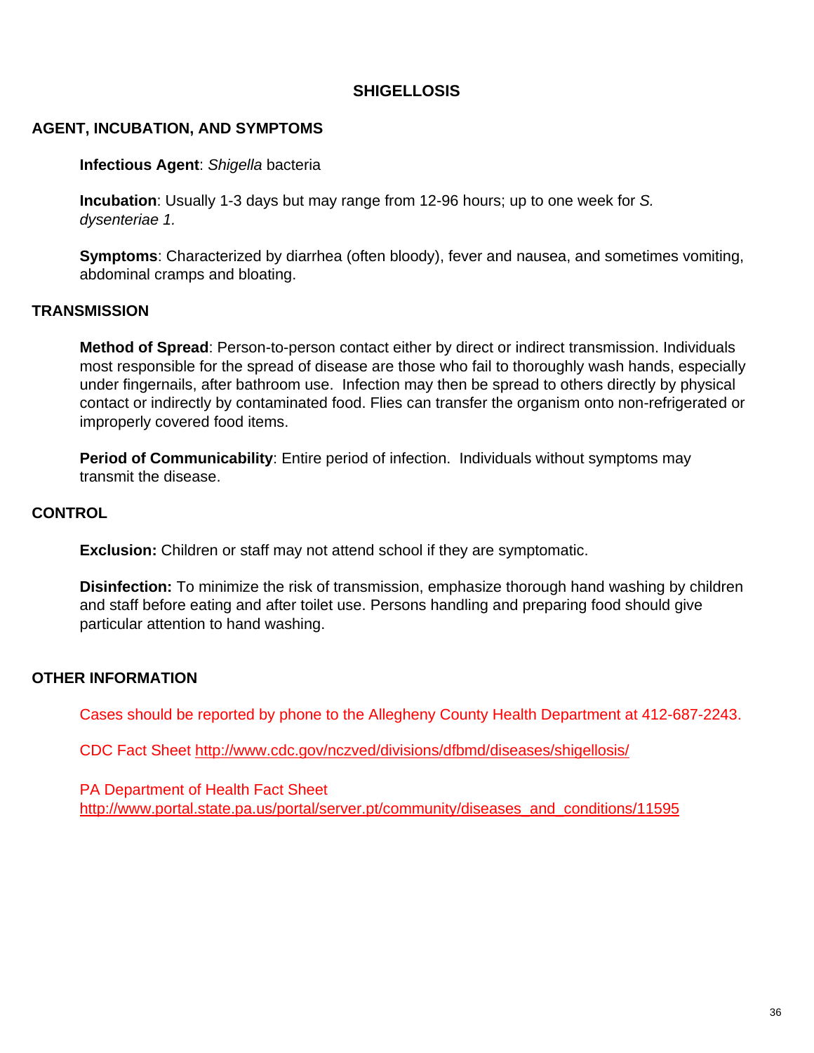# SHIGELLOSIS

## AGENT, INCUBATION, AND SYMPTOMS

**Infectious Agent**: *Shigella* bacteria

**Incubation**: Usually 1-3 days but may range from 12-96 hours; up to one week for *S. dysenteriae 1.*

**Symptoms**: Characterized by diarrhea (often bloody), fever and nausea, and sometimes vomiting, abdominal cramps and bloating.

## TRANSMISSION

**Method of Spread**: Person-to-person contact either by direct or indirect transmission. Individuals most responsible for the spread of disease are those who fail to thoroughly wash hands, especially under fingernails, after bathroom use. Infection may then be spread to others directly by physical contact or indirectly by contaminated food. Flies can transfer the organism onto non-refrigerated or improperly covered food items.

**Period of Communicability**: Entire period of infection. Individuals without symptoms may transmit the disease.

## CONTROL

**Exclusion:** Children or staff may not attend school if they are symptomatic.

**Disinfection:** To minimize the risk of transmission, emphasize thorough hand washing by children and staff before eating and after toilet use. Persons handling and preparing food should give particular attention to hand washing.

## OTHER INFORMATION

Cases should be reported by phone to the Allegheny County Health Department at 412-687-2243.

CDC Fact Sheet http://www.cdc.gov/nczved/divisions/dfbmd/diseases/shigellosis/

PA Department of Health Fact Sheet
http://www.portal.state.pa.us/portal/server.pt/community/diseases_and_conditions/11595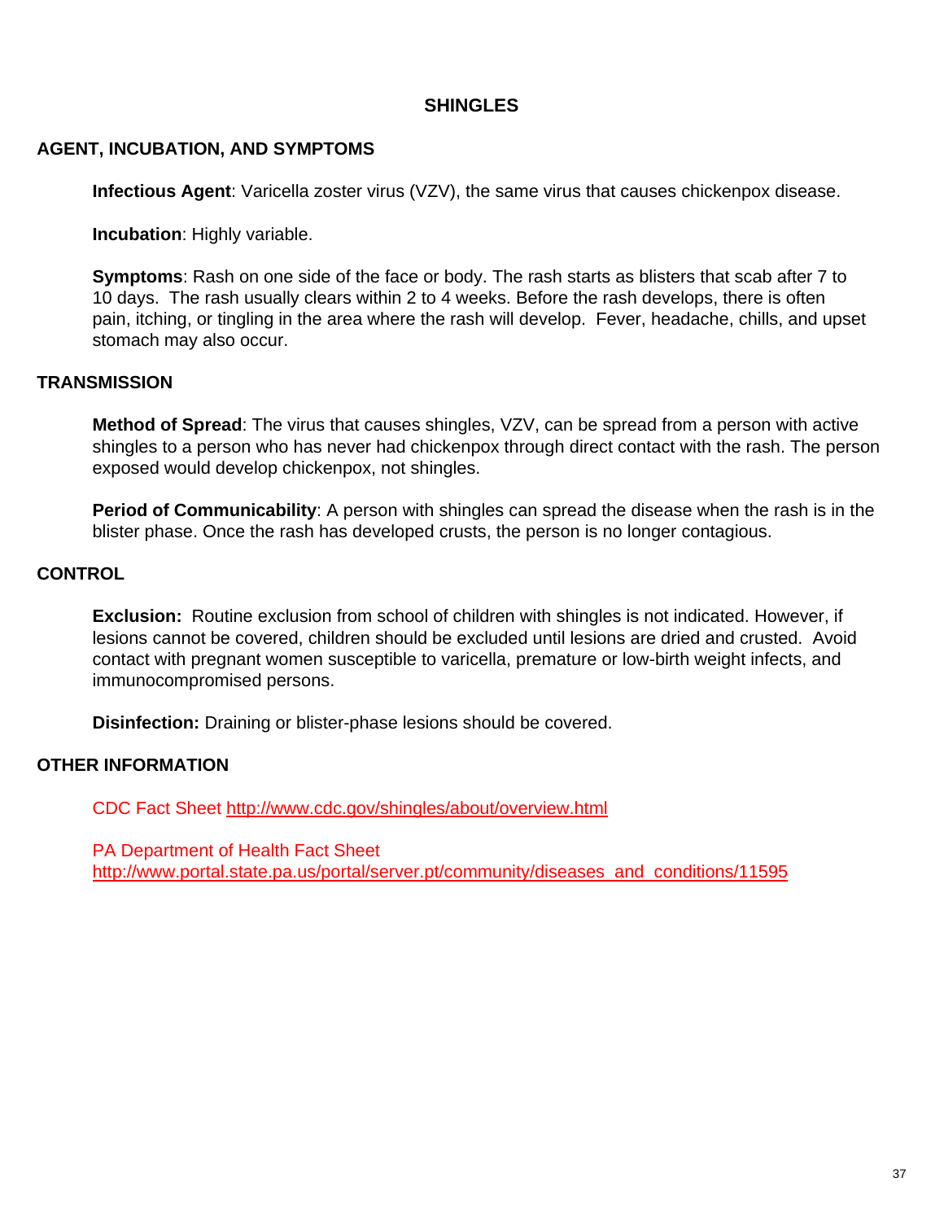# SHINGLES

## AGENT, INCUBATION, AND SYMPTOMS

**Infectious Agent**: Varicella zoster virus (VZV), the same virus that causes chickenpox disease.

**Incubation**: Highly variable.

**Symptoms**: Rash on one side of the face or body. The rash starts as blisters that scab after 7 to 10 days. The rash usually clears within 2 to 4 weeks. Before the rash develops, there is often pain, itching, or tingling in the area where the rash will develop. Fever, headache, chills, and upset stomach may also occur.

## TRANSMISSION

**Method of Spread**: The virus that causes shingles, VZV, can be spread from a person with active shingles to a person who has never had chickenpox through direct contact with the rash. The person exposed would develop chickenpox, not shingles.

**Period of Communicability**: A person with shingles can spread the disease when the rash is in the blister phase. Once the rash has developed crusts, the person is no longer contagious.

## CONTROL

**Exclusion:** Routine exclusion from school of children with shingles is not indicated. However, if lesions cannot be covered, children should be excluded until lesions are dried and crusted. Avoid contact with pregnant women susceptible to varicella, premature or low-birth weight infects, and immunocompromised persons.

**Disinfection:** Draining or blister-phase lesions should be covered.

## OTHER INFORMATION

CDC Fact Sheet http://www.cdc.gov/shingles/about/overview.html

PA Department of Health Fact Sheet
http://www.portal.state.pa.us/portal/server.pt/community/diseases_and_conditions/11595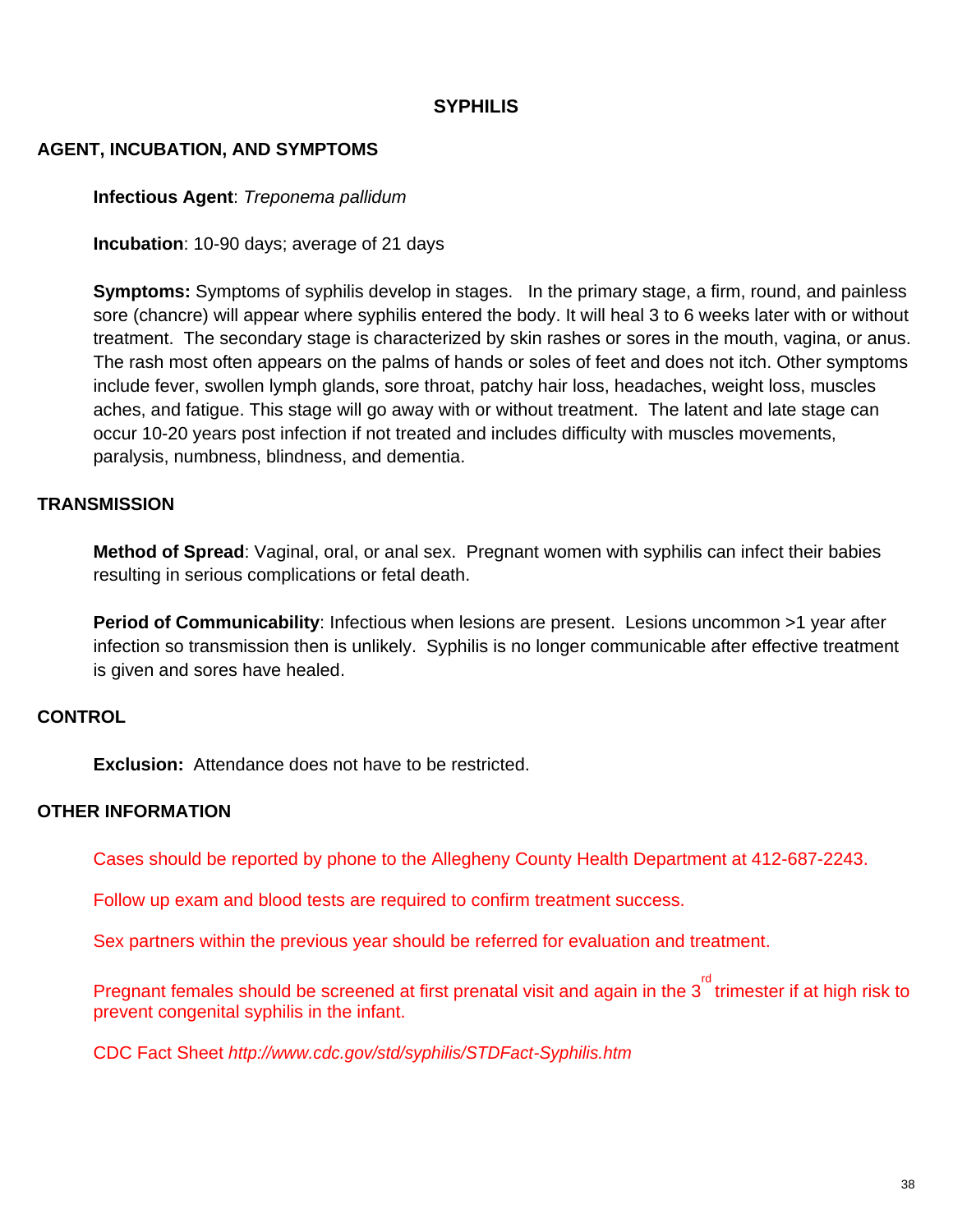# SYPHILIS

## AGENT, INCUBATION, AND SYMPTOMS

**Infectious Agent**: *Treponema pallidum*

**Incubation**: 10-90 days; average of 21 days

**Symptoms:** Symptoms of syphilis develop in stages. In the primary stage, a firm, round, and painless sore (chancre) will appear where syphilis entered the body. It will heal 3 to 6 weeks later with or without treatment. The secondary stage is characterized by skin rashes or sores in the mouth, vagina, or anus. The rash most often appears on the palms of hands or soles of feet and does not itch. Other symptoms include fever, swollen lymph glands, sore throat, patchy hair loss, headaches, weight loss, muscles aches, and fatigue. This stage will go away with or without treatment. The latent and late stage can occur 10-20 years post infection if not treated and includes difficulty with muscles movements, paralysis, numbness, blindness, and dementia.

## TRANSMISSION

**Method of Spread**: Vaginal, oral, or anal sex. Pregnant women with syphilis can infect their babies resulting in serious complications or fetal death.

**Period of Communicability**: Infectious when lesions are present. Lesions uncommon >1 year after infection so transmission then is unlikely. Syphilis is no longer communicable after effective treatment is given and sores have healed.

## CONTROL

**Exclusion:** Attendance does not have to be restricted.

## OTHER INFORMATION

Cases should be reported by phone to the Allegheny County Health Department at 412-687-2243.

Follow up exam and blood tests are required to confirm treatment success.

Sex partners within the previous year should be referred for evaluation and treatment.

Pregnant females should be screened at first prenatal visit and again in the 3rd trimester if at high risk to prevent congenital syphilis in the infant.

CDC Fact Sheet *http://www.cdc.gov/std/syphilis/STDFact-Syphilis.htm*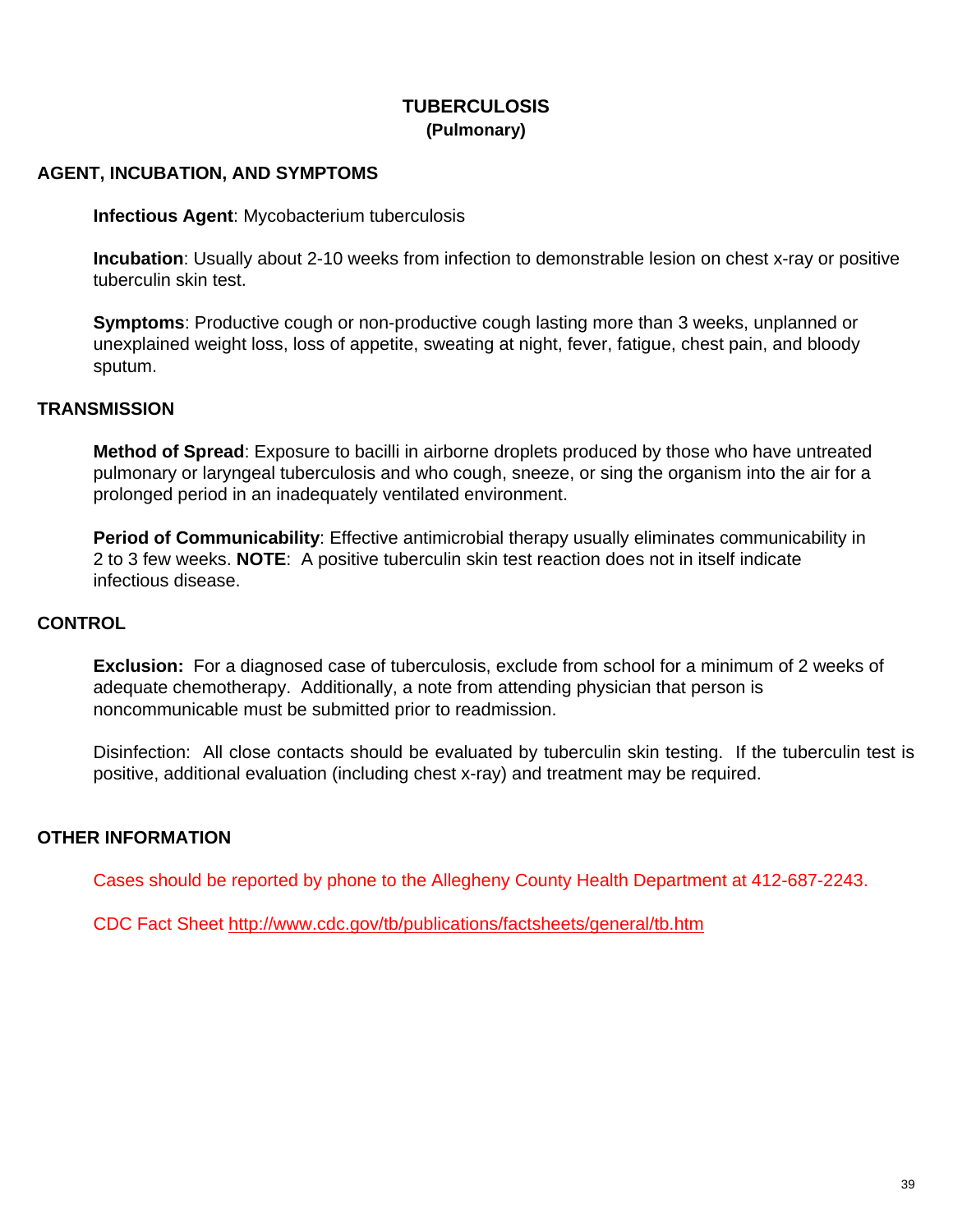# TUBERCULOSIS
## (Pulmonary)

## AGENT, INCUBATION, AND SYMPTOMS

**Infectious Agent**: Mycobacterium tuberculosis

**Incubation**: Usually about 2-10 weeks from infection to demonstrable lesion on chest x-ray or positive tuberculin skin test.

**Symptoms**: Productive cough or non-productive cough lasting more than 3 weeks, unplanned or unexplained weight loss, loss of appetite, sweating at night, fever, fatigue, chest pain, and bloody sputum.

## TRANSMISSION

**Method of Spread**: Exposure to bacilli in airborne droplets produced by those who have untreated pulmonary or laryngeal tuberculosis and who cough, sneeze, or sing the organism into the air for a prolonged period in an inadequately ventilated environment.

**Period of Communicability**: Effective antimicrobial therapy usually eliminates communicability in 2 to 3 few weeks. **NOTE**: A positive tuberculin skin test reaction does not in itself indicate infectious disease.

## CONTROL

**Exclusion:** For a diagnosed case of tuberculosis, exclude from school for a minimum of 2 weeks of adequate chemotherapy. Additionally, a note from attending physician that person is noncommunicable must be submitted prior to readmission.

Disinfection: All close contacts should be evaluated by tuberculin skin testing. If the tuberculin test is positive, additional evaluation (including chest x-ray) and treatment may be required.

## OTHER INFORMATION

Cases should be reported by phone to the Allegheny County Health Department at 412-687-2243.

CDC Fact Sheet http://www.cdc.gov/tb/publications/factsheets/general/tb.htm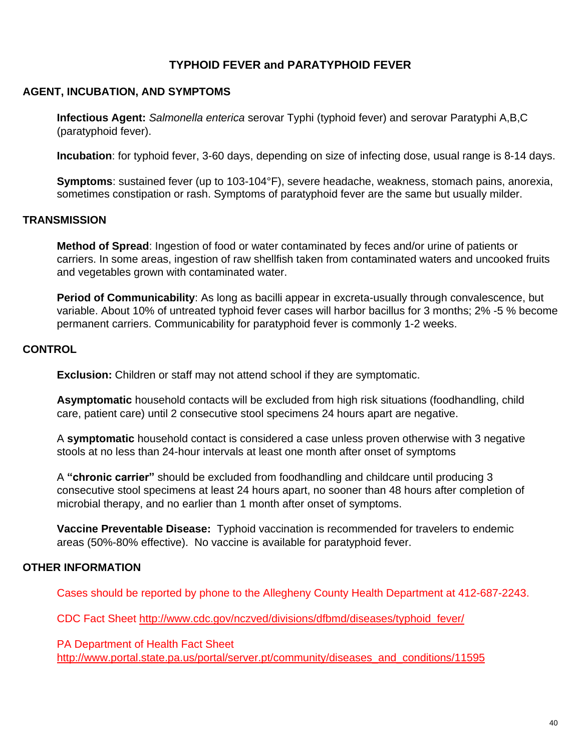# TYPHOID FEVER and PARATYPHOID FEVER

## AGENT, INCUBATION, AND SYMPTOMS

**Infectious Agent:** *Salmonella enterica* serovar Typhi (typhoid fever) and serovar Paratyphi A,B,C (paratyphoid fever).

**Incubation**: for typhoid fever, 3-60 days, depending on size of infecting dose, usual range is 8-14 days.

**Symptoms**: sustained fever (up to 103-104°F), severe headache, weakness, stomach pains, anorexia, sometimes constipation or rash. Symptoms of paratyphoid fever are the same but usually milder.

## TRANSMISSION

**Method of Spread**: Ingestion of food or water contaminated by feces and/or urine of patients or carriers. In some areas, ingestion of raw shellfish taken from contaminated waters and uncooked fruits and vegetables grown with contaminated water.

**Period of Communicability**: As long as bacilli appear in excreta-usually through convalescence, but variable. About 10% of untreated typhoid fever cases will harbor bacillus for 3 months; 2% -5 % become permanent carriers. Communicability for paratyphoid fever is commonly 1-2 weeks.

## CONTROL

**Exclusion:** Children or staff may not attend school if they are symptomatic.

**Asymptomatic** household contacts will be excluded from high risk situations (foodhandling, child care, patient care) until 2 consecutive stool specimens 24 hours apart are negative.

A **symptomatic** household contact is considered a case unless proven otherwise with 3 negative stools at no less than 24-hour intervals at least one month after onset of symptoms

A **"chronic carrier"** should be excluded from foodhandling and childcare until producing 3 consecutive stool specimens at least 24 hours apart, no sooner than 48 hours after completion of microbial therapy, and no earlier than 1 month after onset of symptoms.

**Vaccine Preventable Disease:** Typhoid vaccination is recommended for travelers to endemic areas (50%-80% effective). No vaccine is available for paratyphoid fever.

## OTHER INFORMATION

Cases should be reported by phone to the Allegheny County Health Department at 412-687-2243.

CDC Fact Sheet http://www.cdc.gov/nczved/divisions/dfbmd/diseases/typhoid_fever/

PA Department of Health Fact Sheet
http://www.portal.state.pa.us/portal/server.pt/community/diseases_and_conditions/11595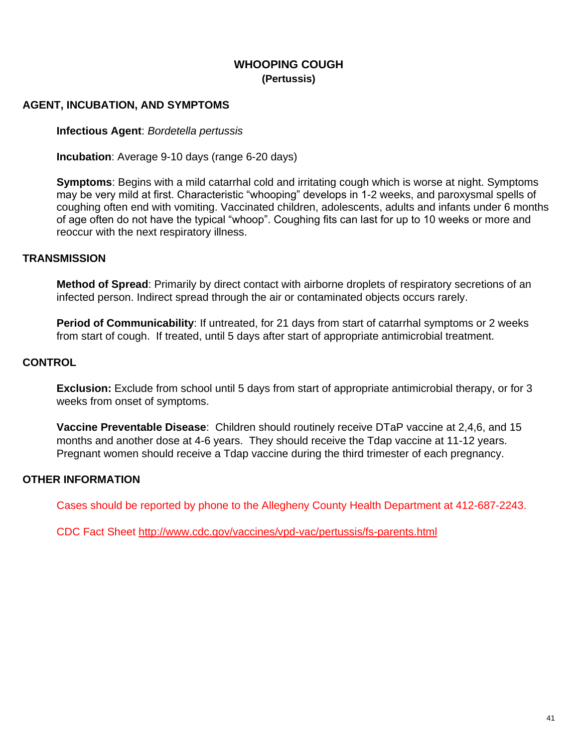# WHOOPING COUGH
## (Pertussis)

## AGENT, INCUBATION, AND SYMPTOMS

**Infectious Agent**: *Bordetella pertussis*

**Incubation**: Average 9-10 days (range 6-20 days)

**Symptoms**: Begins with a mild catarrhal cold and irritating cough which is worse at night. Symptoms may be very mild at first. Characteristic "whooping" develops in 1-2 weeks, and paroxysmal spells of coughing often end with vomiting. Vaccinated children, adolescents, adults and infants under 6 months of age often do not have the typical "whoop". Coughing fits can last for up to 10 weeks or more and reoccur with the next respiratory illness.

## TRANSMISSION

**Method of Spread**: Primarily by direct contact with airborne droplets of respiratory secretions of an infected person. Indirect spread through the air or contaminated objects occurs rarely.

**Period of Communicability**: If untreated, for 21 days from start of catarrhal symptoms or 2 weeks from start of cough. If treated, until 5 days after start of appropriate antimicrobial treatment.

## CONTROL

**Exclusion:** Exclude from school until 5 days from start of appropriate antimicrobial therapy, or for 3 weeks from onset of symptoms.

**Vaccine Preventable Disease**: Children should routinely receive DTaP vaccine at 2,4,6, and 15 months and another dose at 4-6 years. They should receive the Tdap vaccine at 11-12 years. Pregnant women should receive a Tdap vaccine during the third trimester of each pregnancy.

## OTHER INFORMATION

Cases should be reported by phone to the Allegheny County Health Department at 412-687-2243.

CDC Fact Sheet http://www.cdc.gov/vaccines/vpd-vac/pertussis/fs-parents.html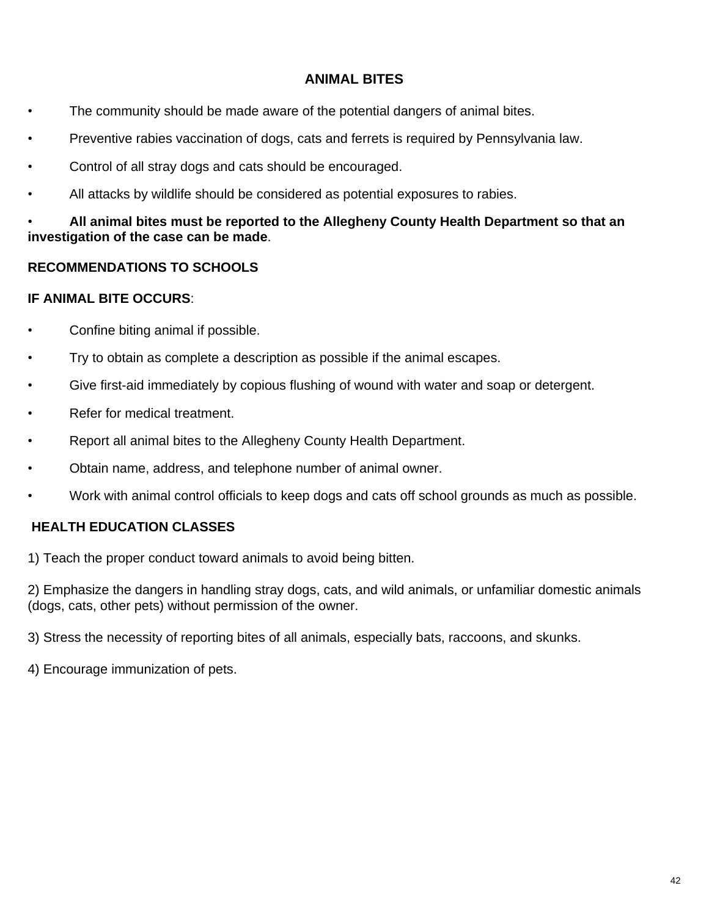# ANIMAL BITES

- The community should be made aware of the potential dangers of animal bites.
- Preventive rabies vaccination of dogs, cats and ferrets is required by Pennsylvania law.
- Control of all stray dogs and cats should be encouraged.
- All attacks by wildlife should be considered as potential exposures to rabies.
- **All animal bites must be reported to the Allegheny County Health Department so that an investigation of the case can be made**.

## RECOMMENDATIONS TO SCHOOLS

**IF ANIMAL BITE OCCURS**:

- Confine biting animal if possible.
- Try to obtain as complete a description as possible if the animal escapes.
- Give first-aid immediately by copious flushing of wound with water and soap or detergent.
- Refer for medical treatment.
- Report all animal bites to the Allegheny County Health Department.
- Obtain name, address, and telephone number of animal owner.
- Work with animal control officials to keep dogs and cats off school grounds as much as possible.

## HEALTH EDUCATION CLASSES

1) Teach the proper conduct toward animals to avoid being bitten.

2) Emphasize the dangers in handling stray dogs, cats, and wild animals, or unfamiliar domestic animals (dogs, cats, other pets) without permission of the owner.

3) Stress the necessity of reporting bites of all animals, especially bats, raccoons, and skunks.

4) Encourage immunization of pets.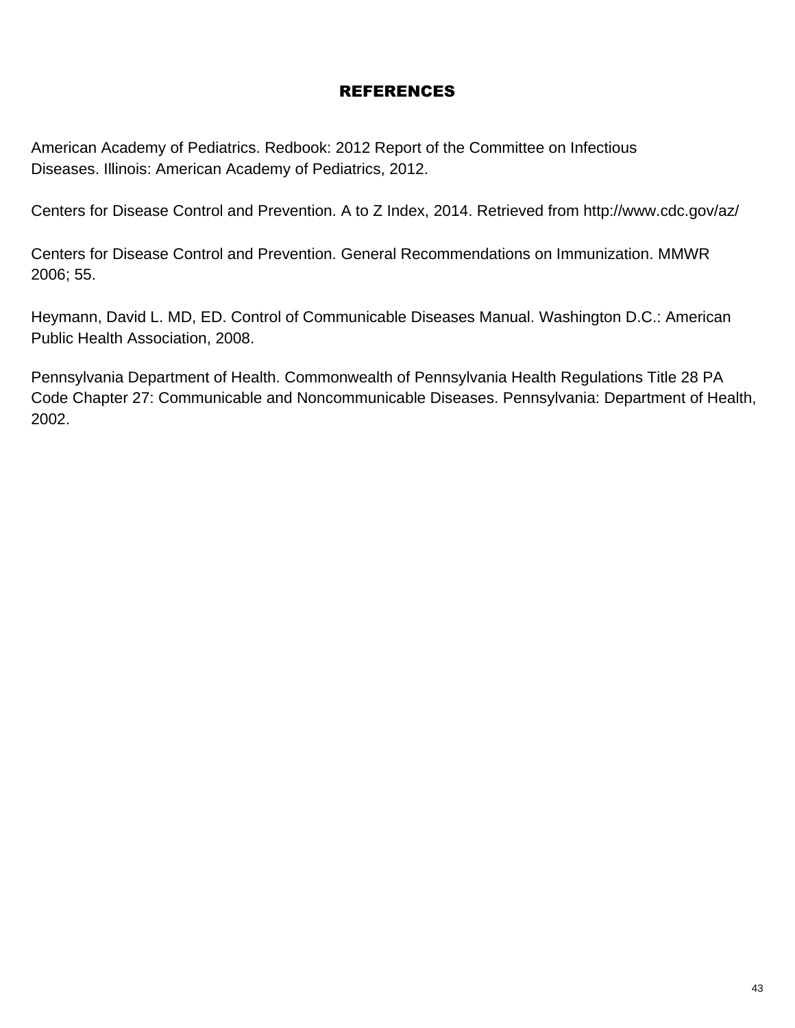# REFERENCES

American Academy of Pediatrics. Redbook: 2012 Report of the Committee on Infectious Diseases. Illinois: American Academy of Pediatrics, 2012.

Centers for Disease Control and Prevention. A to Z Index, 2014. Retrieved from http://www.cdc.gov/az/

Centers for Disease Control and Prevention. General Recommendations on Immunization. MMWR 2006; 55.

Heymann, David L. MD, ED. Control of Communicable Diseases Manual. Washington D.C.: American Public Health Association, 2008.

Pennsylvania Department of Health. Commonwealth of Pennsylvania Health Regulations Title 28 PA Code Chapter 27: Communicable and Noncommunicable Diseases. Pennsylvania: Department of Health, 2002.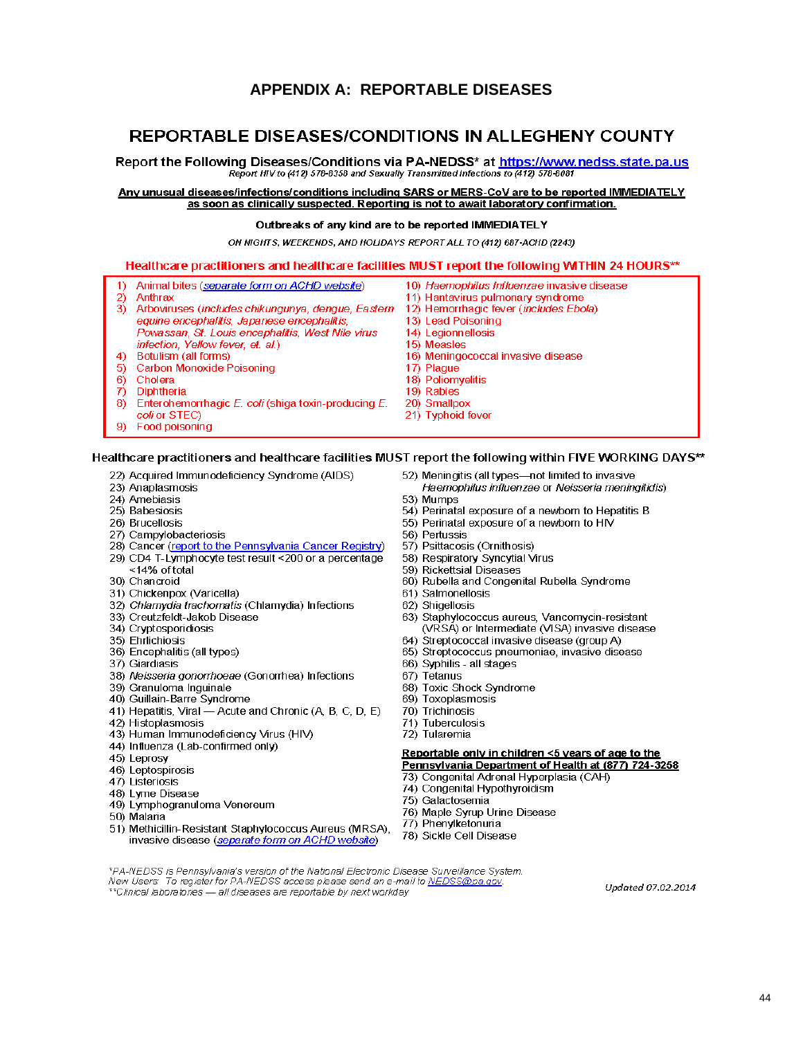# APPENDIX A: REPORTABLE DISEASES

## REPORTABLE DISEASES/CONDITIONS IN ALLEGHENY COUNTY

**Report the Following Diseases/Conditions via PA-NEDSS* at https://www.nedss.state.pa.us**

*Report HIV to (412) 578-8358 and Sexually Transmitted Infections to (412) 578-8081*

**Any unusual diseases/infections/conditions including SARS or MERS-CoV are to be reported IMMEDIATELY as soon as clinically suspected. Reporting is not to await laboratory confirmation.**

**Outbreaks of any kind are to be reported IMMEDIATELY**

*ON NIGHTS, WEEKENDS, AND HOLIDAYS REPORT ALL TO (412) 687-ACHD (2243)*

### Healthcare practitioners and healthcare facilities MUST report the following WITHIN 24 HOURS**

1) Animal bites (*separate form on ACHD website*)
2) Anthrax
3) Arboviruses (*includes chikungunya, dengue, Eastern equine encephalitis, Japanese encephalitis, Powassan, St. Louis encephalitis, West Nile virus infection, Yellow fever, et. al.*)
4) Botulism (all forms)
5) Carbon Monoxide Poisoning
6) Cholera
7) Diphtheria
8) Enterohemorrhagic *E. coli* (shiga toxin-producing *E. coli* or STEC)
9) Food poisoning
10) *Haemophilus Influenzae* invasive disease
11) Hantavirus pulmonary syndrome
12) Hemorrhagic fever (*includes Ebola*)
13) Lead Poisoning
14) Legionnellosis
15) Measles
16) Meningococcal invasive disease
17) Plague
18) Poliomyelitis
19) Rabies
20) Smallpox
21) Typhoid fever

### Healthcare practitioners and healthcare facilities MUST report the following within FIVE WORKING DAYS**

22) Acquired Immunodeficiency Syndrome (AIDS)
23) Anaplasmosis
24) Amebiasis
25) Babesiosis
26) Brucellosis
27) Campylobacteriosis
28) Cancer (report to the Pennsylvania Cancer Registry)
29) CD4 T-Lymphocyte test result <200 or a percentage <14% of total
30) Chancroid
31) Chickenpox (Varicella)
32) *Chlamydia trachomatis* (Chlamydia) Infections
33) Creutzfeldt-Jakob Disease
34) Cryptosporidiosis
35) Ehrlichiosis
36) Encephalitis (all types)
37) Giardiasis
38) *Neisseria gonorrhoeae* (Gonorrhea) Infections
39) Granuloma Inguinale
40) Guillain-Barre Syndrome
41) Hepatitis, Viral — Acute and Chronic (A, B, C, D, E)
42) Histoplasmosis
43) Human Immunodeficiency Virus (HIV)
44) Influenza (Lab-confirmed only)
45) Leprosy
46) Leptospirosis
47) Listeriosis
48) Lyme Disease
49) Lymphogranuloma Venereum
50) Malaria
51) Methicillin-Resistant Staphylococcus Aureus (MRSA), invasive disease (*separate form on ACHD website*)
52) Meningitis (all types—not limited to invasive *Haemophilus influenzae* or *Neisseria meningitidis*)
53) Mumps
54) Perinatal exposure of a newborn to Hepatitis B
55) Perinatal exposure of a newborn to HIV
56) Pertussis
57) Psittacosis (Ornithosis)
58) Respiratory Syncytial Virus
59) Rickettsial Diseases
60) Rubella and Congenital Rubella Syndrome
61) Salmonellosis
62) Shigellosis
63) Staphylococcus aureus, Vancomycin-resistant (VRSA) or Intermediate (VISA) invasive disease
64) Streptococcal invasive disease (group A)
65) Streptococcus pneumoniae, invasive disease
66) Syphilis - all stages
67) Tetanus
68) Toxic Shock Syndrome
69) Toxoplasmosis
70) Trichinosis
71) Tuberculosis
72) Tularemia

**Reportable only in children <5 years of age to the Pennsylvania Department of Health at (877) 724-3258**

73) Congenital Adrenal Hyperplasia (CAH)
74) Congenital Hypothyroidism
75) Galactosemia
76) Maple Syrup Urine Disease
77) Phenylketonuria
78) Sickle Cell Disease

*\*PA-NEDSS is Pennsylvania's version of the National Electronic Disease Surveillance System.*
*New Users: To register for PA-NEDSS access please send an e-mail to NEDSS@pa.gov.*
*\*\*Clinical laboratories — all diseases are reportable by next workday*

*Updated 07.02.2014*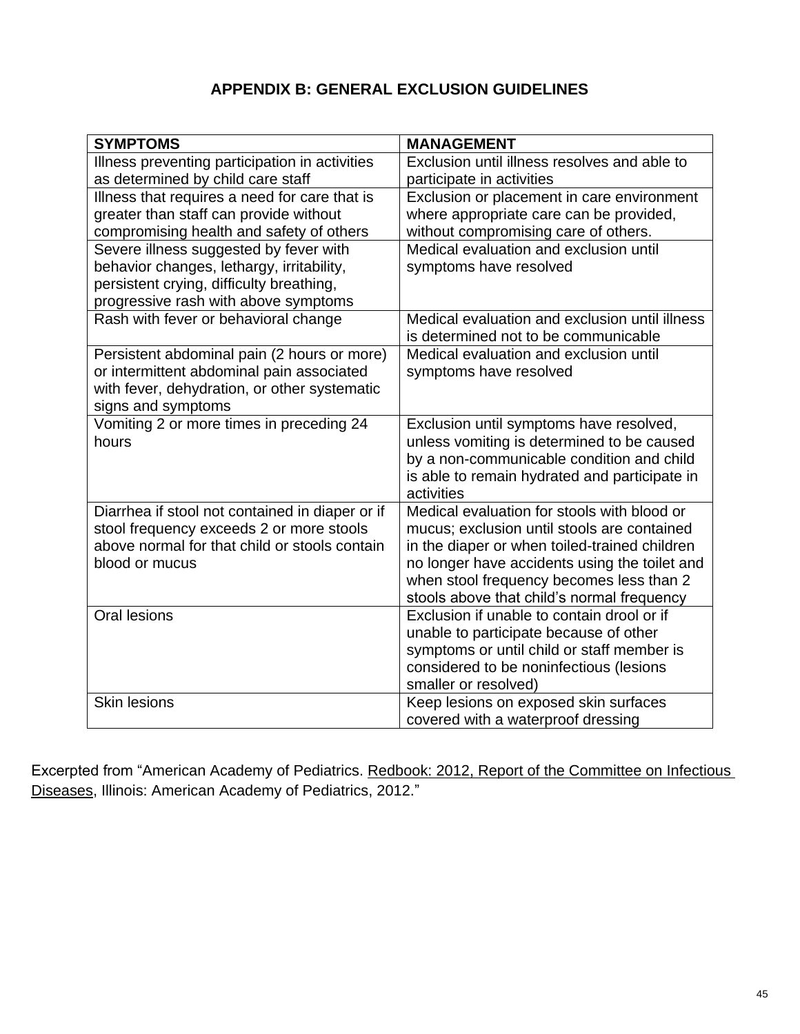## APPENDIX B: GENERAL EXCLUSION GUIDELINES

| SYMPTOMS | MANAGEMENT |
|---|---|
| Illness preventing participation in activities as determined by child care staff | Exclusion until illness resolves and able to participate in activities |
| Illness that requires a need for care that is greater than staff can provide without compromising health and safety of others | Exclusion or placement in care environment where appropriate care can be provided, without compromising care of others. |
| Severe illness suggested by fever with behavior changes, lethargy, irritability, persistent crying, difficulty breathing, progressive rash with above symptoms | Medical evaluation and exclusion until symptoms have resolved |
| Rash with fever or behavioral change | Medical evaluation and exclusion until illness is determined not to be communicable |
| Persistent abdominal pain (2 hours or more) or intermittent abdominal pain associated with fever, dehydration, or other systematic signs and symptoms | Medical evaluation and exclusion until symptoms have resolved |
| Vomiting 2 or more times in preceding 24 hours | Exclusion until symptoms have resolved, unless vomiting is determined to be caused by a non-communicable condition and child is able to remain hydrated and participate in activities |
| Diarrhea if stool not contained in diaper or if stool frequency exceeds 2 or more stools above normal for that child or stools contain blood or mucus | Medical evaluation for stools with blood or mucus; exclusion until stools are contained in the diaper or when toiled-trained children no longer have accidents using the toilet and when stool frequency becomes less than 2 stools above that child's normal frequency |
| Oral lesions | Exclusion if unable to contain drool or if unable to participate because of other symptoms or until child or staff member is considered to be noninfectious (lesions smaller or resolved) |
| Skin lesions | Keep lesions on exposed skin surfaces covered with a waterproof dressing |

Excerpted from "American Academy of Pediatrics. Redbook: 2012, Report of the Committee on Infectious Diseases, Illinois: American Academy of Pediatrics, 2012."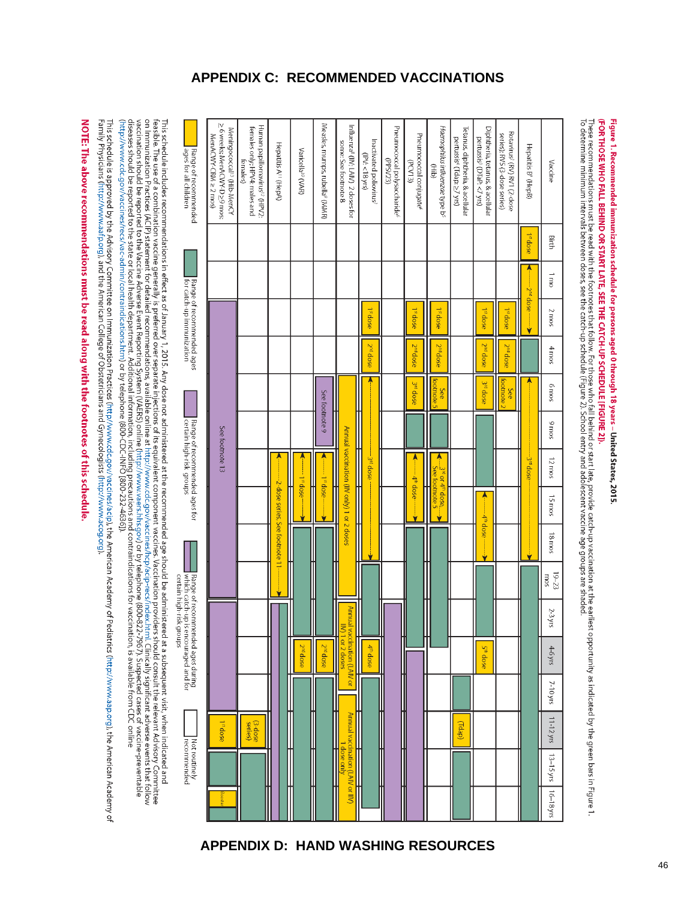# APPENDIX C: RECOMMENDED VACCINATIONS

**Figure 1. Recommended immunization schedule for persons aged 0 through 18 years – United States, 2015.**
**(FOR THOSE WHO FALL BEHIND OR START LATE, SEE THE CATCH-UP SCHEDULE [FIGURE 2]).**
These recommendations must be read with the footnotes that follow. For those who fall behind or start late, provide catch-up vaccination at the earliest opportunity as indicated by the green bars in Figure 1.
To determine minimum intervals between doses, see the catch-up schedule (Figure 2). School entry and adolescent vaccine age groups are shaded.

| Vaccine | Birth | 1 mo | 2 mos | 4 mos | 6 mos | 9 mos | 12 mos | 15 mos | 18 mos | 19–23 mos | 2-3 yrs | 4-6 yrs | 7-10 yrs | 11-12 yrs | 13–15 yrs | 16–18 yrs |
|---|---|---|---|---|---|---|---|---|---|---|---|---|---|---|---|---|
| Hepatitis B[1] (HepB) | 1st dose | ←2nd dose→ | ←2nd dose→ | | ←3rd dose | ←3rd dose | ←3rd dose | ←3rd dose | ←3rd dose→ | | | | | | | |
| Rotavirus[2] (RV) RV1 (2-dose series); RV5 (3-dose series) | | | 1st dose | 2nd dose | See footnote 2 | | | | | | | | | | | |
| Diphtheria, tetanus, & acellular pertussis[3] (DTaP: <7 yrs) | | | 1st dose | 2nd dose | 3rd dose | | | ←4th dose | ←4th dose→ | | | 5th dose | | | | |
| Tetanus, diphtheria, & acellular pertussis[4] (Tdap: ≥7 yrs) | | | | | | | | | | | | | | (Tdap) | | |
| Haemophilus influenzae type b[5] (Hib) | | | 1st dose | 2nd dose | See footnote 5 | | ←3rd or 4th dose, See footnote 5 | ←3rd or 4th dose, See footnote 5→ | | | | | | | | |
| Pneumococcal conjugate[6] (PCV13) | | | 1st dose | 2nd dose | 3rd dose | | ←4th dose | ←4th dose→ | | | | | | | | |
| Pneumococcal polysaccharide[6] (PPSV23) | | | | | | | | | | | | | | | | |
| Inactivated poliovirus[7] (IPV: <18 yrs) | | | 1st dose | 2nd dose | ←3rd dose | ←3rd dose | ←3rd dose | ←3rd dose | ←3rd dose→ | | | 4th dose | | | | |
| Influenza[8] (IIV; LAIV) 2 doses for some: See footnote 8 | | | | | Annual vaccination (IIV only) 1 or 2 doses | Annual vaccination (IIV only) 1 or 2 doses | Annual vaccination (IIV only) 1 or 2 doses | Annual vaccination (IIV only) 1 or 2 doses | Annual vaccination (IIV only) 1 or 2 doses | | Annual vaccination (LAIV or IIV) 1 or 2 doses | Annual vaccination (LAIV or IIV) 1 or 2 doses | Annual vaccination (LAIV or IIV) 1 dose only | Annual vaccination (LAIV or IIV) 1 dose only | Annual vaccination (LAIV or IIV) 1 dose only | Annual vaccination (LAIV or IIV) 1 dose only |
| Measles, mumps, rubella[9] (MMR) | | | | | See footnote 9 | See footnote 9 | ←1st dose | ←1st dose→ | | | | 2nd dose | | | | |
| Varicella[10] (VAR) | | | | | | | ←1st dose | ←1st dose→ | | | | 2nd dose | | | | |
| Hepatitis A[11] (HepA) | | | | | | | ←2-dose series, See footnote 11 | ←2-dose series, See footnote 11 | ←2-dose series, See footnote 11 | ←2-dose series, See footnote 11→ | | | | | | |
| Human papillomavirus[12] (HPV2: females only; HPV4: males and females) | | | | | | | | | | | | | | (3-dose series) | | |
| Meningococcal[13] (Hib-MenCY ≥ 6 weeks; MenACWY-D≥9 mos; MenACWY-CRM ≥ 2 mos) | | | See footnote 13 | See footnote 13 | See footnote 13 | See footnote 13 | See footnote 13 | See footnote 13 | See footnote 13 | See footnote 13 | See footnote 13 | See footnote 13 | See footnote 13 | 1st dose | | Booster |

Legend:
- Range of recommended ages for all children
- Range of recommended ages for catch-up immunization
- Range of recommended ages for certain high-risk groups
- Range of recommended ages during which catch-up is encouraged and for certain high-risk groups
- Not routinely recommended

This schedule includes recommendations in effect as of January 1, 2015. Any dose not administered at the recommended age should be administered at a subsequent visit, when indicated and feasible. The use of a combination vaccine generally is preferred over separate injections of its equivalent component vaccines. Vaccination providers should consult the relevant Advisory Committee on Immunization Practices (ACIP) statement for detailed recommendations, available online at http://www.cdc.gov/vaccines/hcp/acip-recs/index.html. Clinically significant adverse events that follow vaccination should be reported to the Vaccine Adverse Event Reporting System (VAERS) online (http://www.vaers.hhs.gov) or by telephone (800-822-7967). Suspected cases of vaccine-preventable diseases should be reported to the state or local health department. Additional information, including precautions and contraindications for vaccination, is available from CDC online (http://www.cdc.gov/vaccines/recs/vac-admin/contraindications.htm) or by telephone (800-CDC-INFO [800-232-4636]).

This schedule is approved by the Advisory Committee on Immunization Practices (http://www.cdc.gov/vaccines/acip), the American Academy of Pediatrics (http://www.aap.org), the American Academy of Family Physicians (http://www.aafp.org), and the American College of Obstetricians and Gynecologists (http://www.acog.org).

**NOTE: The above recommendations must be read along with the footnotes of this schedule.**

# APPENDIX D: HAND WASHING RESOURCES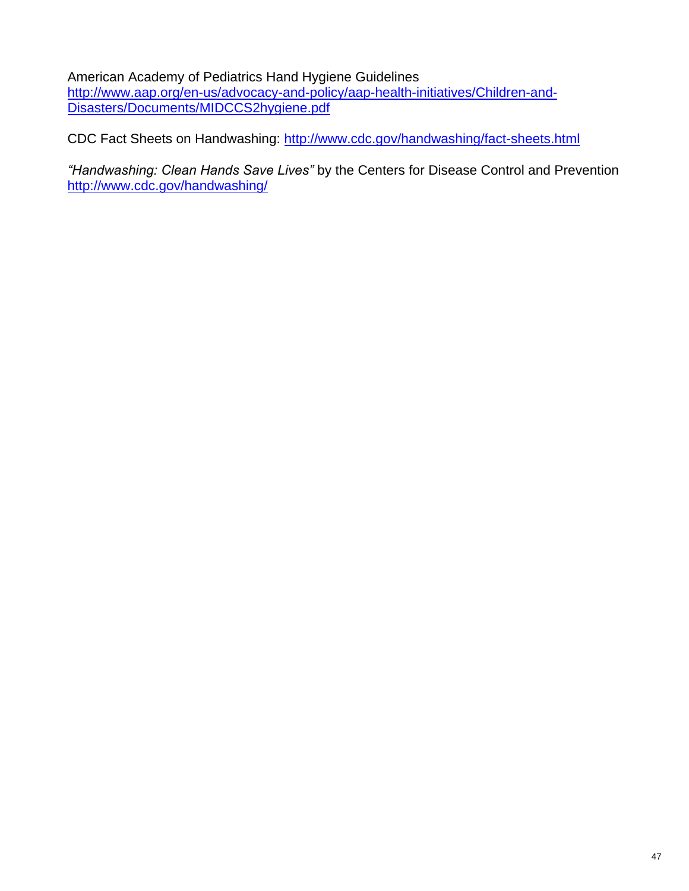American Academy of Pediatrics Hand Hygiene Guidelines
http://www.aap.org/en-us/advocacy-and-policy/aap-health-initiatives/Children-and-Disasters/Documents/MIDCCS2hygiene.pdf

CDC Fact Sheets on Handwashing: http://www.cdc.gov/handwashing/fact-sheets.html

*"Handwashing: Clean Hands Save Lives"* by the Centers for Disease Control and Prevention
http://www.cdc.gov/handwashing/